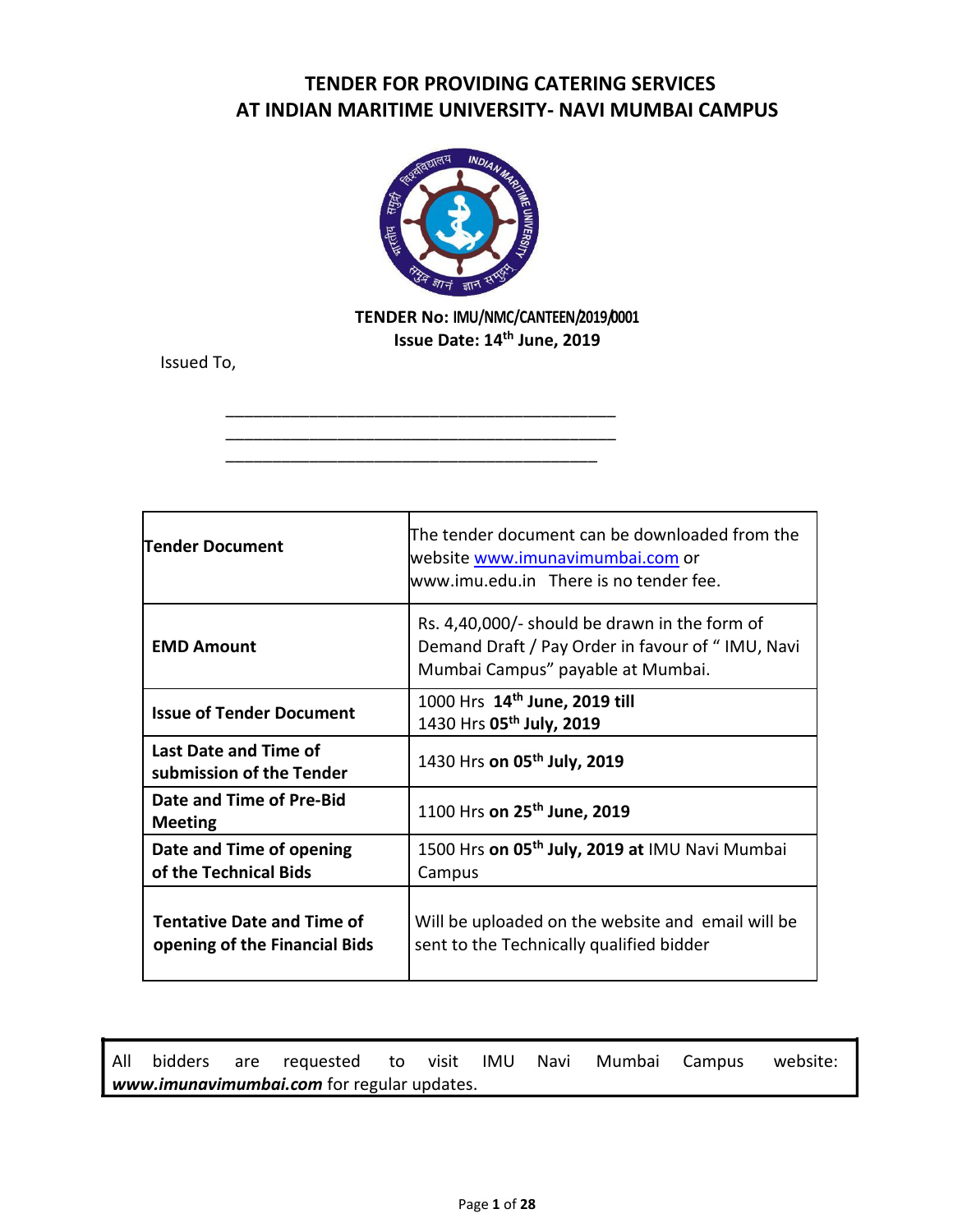# TENDER FOR PROVIDING CATERING SERVICES AT INDIAN MARITIME UNIVERSITY- NAVI MUMBAI CAMPUS

**TENDER No: IMU/NMC/CANTEEN/2019/0001**
**Issue Date: 14th June, 2019**

Issued To,

\_\_\_\_\_\_\_\_\_\_\_\_\_\_\_\_\_\_\_\_\_\_\_\_\_\_\_\_\_\_\_\_\_\_\_\_\_\_\_\_\_\_\_\_
\_\_\_\_\_\_\_\_\_\_\_\_\_\_\_\_\_\_\_\_\_\_\_\_\_\_\_\_\_\_\_\_\_\_\_\_\_\_\_\_\_\_\_\_
\_\_\_\_\_\_\_\_\_\_\_\_\_\_\_\_\_\_\_\_\_\_\_\_\_\_\_\_\_\_\_\_\_\_\_\_\_\_\_\_\_\_

| | |
|---|---|
| **Tender Document** | The tender document can be downloaded from the website www.imunavimumbai.com or www.imu.edu.in There is no tender fee. |
| **EMD Amount** | Rs. 4,40,000/- should be drawn in the form of Demand Draft / Pay Order in favour of " IMU, Navi Mumbai Campus" payable at Mumbai. |
| **Issue of Tender Document** | 1000 Hrs **14th June, 2019 till** 1430 Hrs **05th July, 2019** |
| **Last Date and Time of submission of the Tender** | 1430 Hrs **on 05th July, 2019** |
| **Date and Time of Pre-Bid Meeting** | 1100 Hrs **on 25th June, 2019** |
| **Date and Time of opening of the Technical Bids** | 1500 Hrs **on 05th July, 2019 at** IMU Navi Mumbai Campus |
| **Tentative Date and Time of opening of the Financial Bids** | Will be uploaded on the website and email will be sent to the Technically qualified bidder |

All bidders are requested to visit IMU Navi Mumbai Campus website: ***www.imunavimumbai.com*** for regular updates.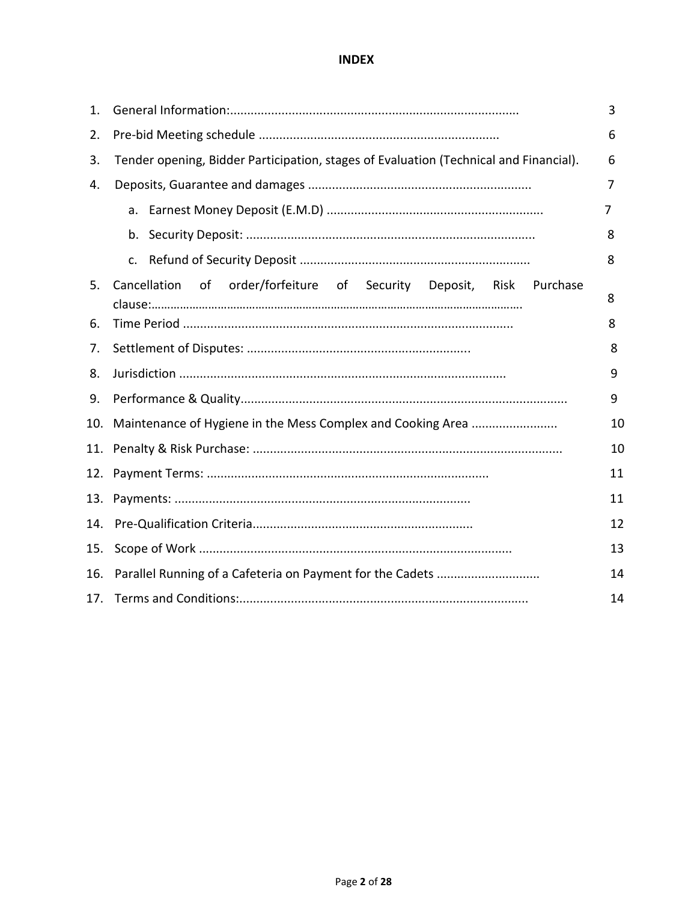# INDEX

| | | |
|---|---|---|
| 1. | General Information: | 3 |
| 2. | Pre-bid Meeting schedule | 6 |
| 3. | Tender opening, Bidder Participation, stages of Evaluation (Technical and Financial). | 6 |
| 4. | Deposits, Guarantee and damages | 7 |
| | a. Earnest Money Deposit (E.M.D) | 7 |
| | b. Security Deposit: | 8 |
| | c. Refund of Security Deposit | 8 |
| 5. | Cancellation of order/forfeiture of Security Deposit, Risk Purchase clause: | 8 |
| 6. | Time Period | 8 |
| 7. | Settlement of Disputes: | 8 |
| 8. | Jurisdiction | 9 |
| 9. | Performance & Quality | 9 |
| 10. | Maintenance of Hygiene in the Mess Complex and Cooking Area | 10 |
| 11. | Penalty & Risk Purchase: | 10 |
| 12. | Payment Terms: | 11 |
| 13. | Payments: | 11 |
| 14. | Pre-Qualification Criteria | 12 |
| 15. | Scope of Work | 13 |
| 16. | Parallel Running of a Cafeteria on Payment for the Cadets | 14 |
| 17. | Terms and Conditions: | 14 |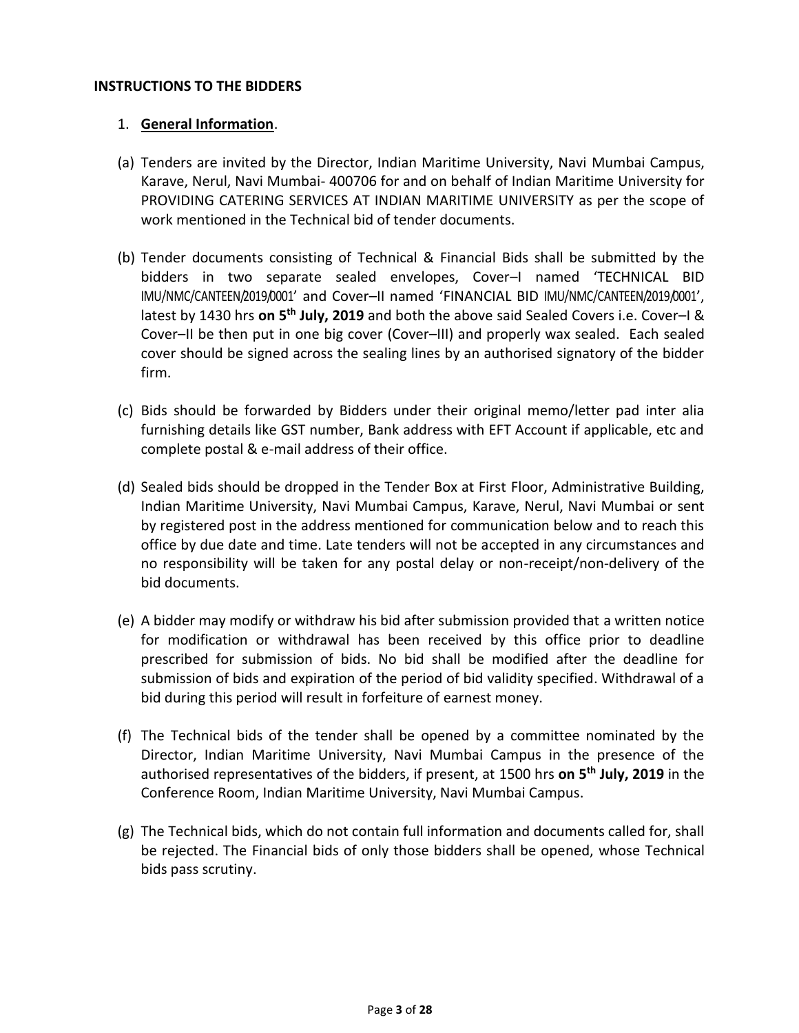## INSTRUCTIONS TO THE BIDDERS

1. **General Information**.

(a) Tenders are invited by the Director, Indian Maritime University, Navi Mumbai Campus, Karave, Nerul, Navi Mumbai- 400706 for and on behalf of Indian Maritime University for PROVIDING CATERING SERVICES AT INDIAN MARITIME UNIVERSITY as per the scope of work mentioned in the Technical bid of tender documents.

(b) Tender documents consisting of Technical & Financial Bids shall be submitted by the bidders in two separate sealed envelopes, Cover–I named 'TECHNICAL BID IMU/NMC/CANTEEN/2019/0001' and Cover–II named 'FINANCIAL BID IMU/NMC/CANTEEN/2019/0001', latest by 1430 hrs **on 5th July, 2019** and both the above said Sealed Covers i.e. Cover–I & Cover–II be then put in one big cover (Cover–III) and properly wax sealed. Each sealed cover should be signed across the sealing lines by an authorised signatory of the bidder firm.

(c) Bids should be forwarded by Bidders under their original memo/letter pad inter alia furnishing details like GST number, Bank address with EFT Account if applicable, etc and complete postal & e-mail address of their office.

(d) Sealed bids should be dropped in the Tender Box at First Floor, Administrative Building, Indian Maritime University, Navi Mumbai Campus, Karave, Nerul, Navi Mumbai or sent by registered post in the address mentioned for communication below and to reach this office by due date and time. Late tenders will not be accepted in any circumstances and no responsibility will be taken for any postal delay or non-receipt/non-delivery of the bid documents.

(e) A bidder may modify or withdraw his bid after submission provided that a written notice for modification or withdrawal has been received by this office prior to deadline prescribed for submission of bids. No bid shall be modified after the deadline for submission of bids and expiration of the period of bid validity specified. Withdrawal of a bid during this period will result in forfeiture of earnest money.

(f) The Technical bids of the tender shall be opened by a committee nominated by the Director, Indian Maritime University, Navi Mumbai Campus in the presence of the authorised representatives of the bidders, if present, at 1500 hrs **on 5th July, 2019** in the Conference Room, Indian Maritime University, Navi Mumbai Campus.

(g) The Technical bids, which do not contain full information and documents called for, shall be rejected. The Financial bids of only those bidders shall be opened, whose Technical bids pass scrutiny.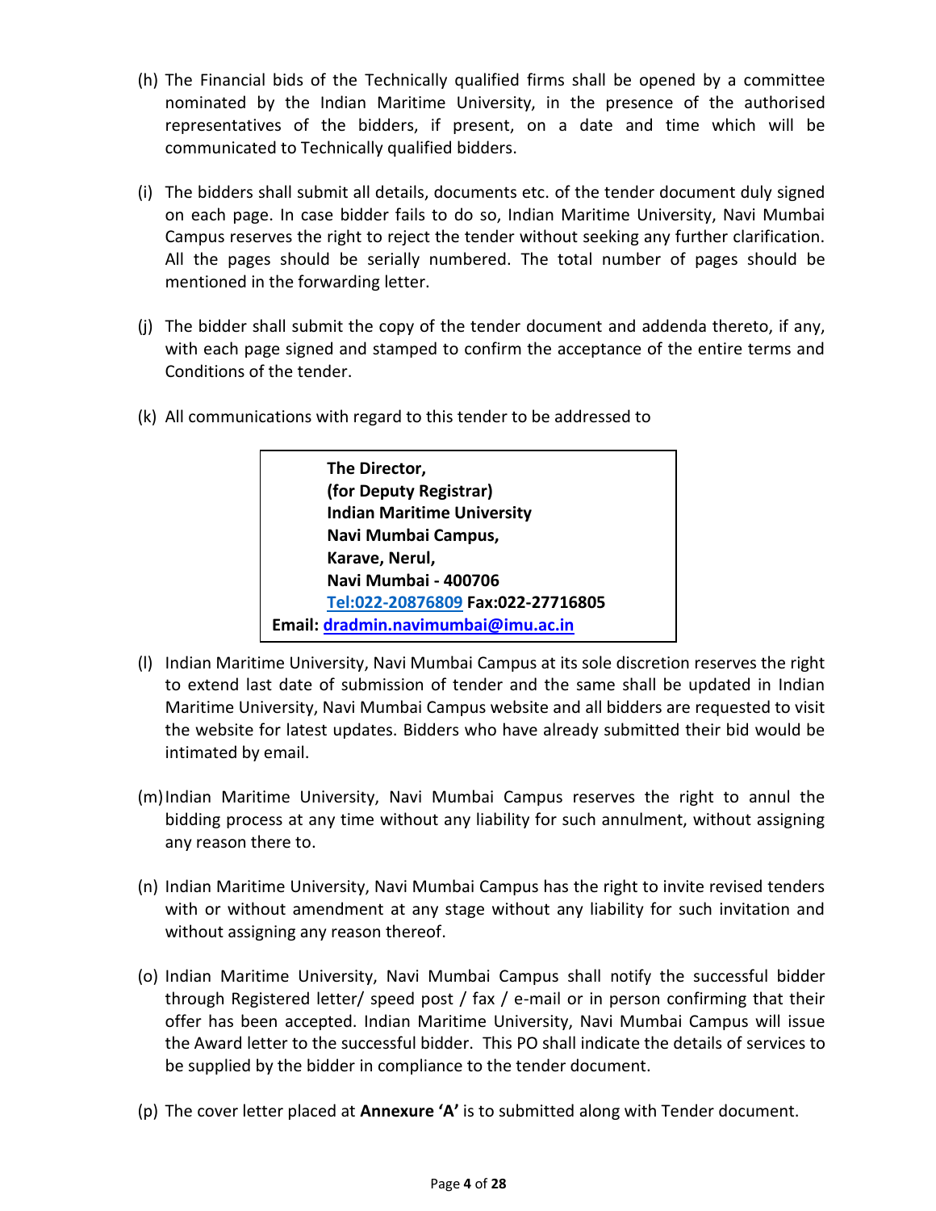(h) The Financial bids of the Technically qualified firms shall be opened by a committee nominated by the Indian Maritime University, in the presence of the authorised representatives of the bidders, if present, on a date and time which will be communicated to Technically qualified bidders.

(i) The bidders shall submit all details, documents etc. of the tender document duly signed on each page. In case bidder fails to do so, Indian Maritime University, Navi Mumbai Campus reserves the right to reject the tender without seeking any further clarification. All the pages should be serially numbered. The total number of pages should be mentioned in the forwarding letter.

(j) The bidder shall submit the copy of the tender document and addenda thereto, if any, with each page signed and stamped to confirm the acceptance of the entire terms and Conditions of the tender.

(k) All communications with regard to this tender to be addressed to

> **The Director,**
> **(for Deputy Registrar)**
> **Indian Maritime University**
> **Navi Mumbai Campus,**
> **Karave, Nerul,**
> **Navi Mumbai - 400706**
> **Tel:022-20876809 Fax:022-27716805**
> **Email: dradmin.navimumbai@imu.ac.in**

(l) Indian Maritime University, Navi Mumbai Campus at its sole discretion reserves the right to extend last date of submission of tender and the same shall be updated in Indian Maritime University, Navi Mumbai Campus website and all bidders are requested to visit the website for latest updates. Bidders who have already submitted their bid would be intimated by email.

(m) Indian Maritime University, Navi Mumbai Campus reserves the right to annul the bidding process at any time without any liability for such annulment, without assigning any reason there to.

(n) Indian Maritime University, Navi Mumbai Campus has the right to invite revised tenders with or without amendment at any stage without any liability for such invitation and without assigning any reason thereof.

(o) Indian Maritime University, Navi Mumbai Campus shall notify the successful bidder through Registered letter/ speed post / fax / e-mail or in person confirming that their offer has been accepted. Indian Maritime University, Navi Mumbai Campus will issue the Award letter to the successful bidder. This PO shall indicate the details of services to be supplied by the bidder in compliance to the tender document.

(p) The cover letter placed at **Annexure 'A'** is to submitted along with Tender document.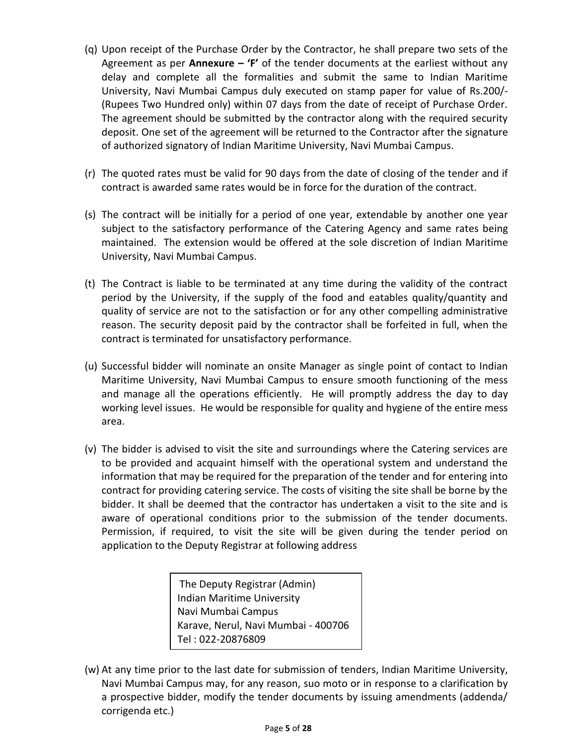(q) Upon receipt of the Purchase Order by the Contractor, he shall prepare two sets of the Agreement as per **Annexure – 'F'** of the tender documents at the earliest without any delay and complete all the formalities and submit the same to Indian Maritime University, Navi Mumbai Campus duly executed on stamp paper for value of Rs.200/- (Rupees Two Hundred only) within 07 days from the date of receipt of Purchase Order. The agreement should be submitted by the contractor along with the required security deposit. One set of the agreement will be returned to the Contractor after the signature of authorized signatory of Indian Maritime University, Navi Mumbai Campus.

(r) The quoted rates must be valid for 90 days from the date of closing of the tender and if contract is awarded same rates would be in force for the duration of the contract.

(s) The contract will be initially for a period of one year, extendable by another one year subject to the satisfactory performance of the Catering Agency and same rates being maintained. The extension would be offered at the sole discretion of Indian Maritime University, Navi Mumbai Campus.

(t) The Contract is liable to be terminated at any time during the validity of the contract period by the University, if the supply of the food and eatables quality/quantity and quality of service are not to the satisfaction or for any other compelling administrative reason. The security deposit paid by the contractor shall be forfeited in full, when the contract is terminated for unsatisfactory performance.

(u) Successful bidder will nominate an onsite Manager as single point of contact to Indian Maritime University, Navi Mumbai Campus to ensure smooth functioning of the mess and manage all the operations efficiently. He will promptly address the day to day working level issues. He would be responsible for quality and hygiene of the entire mess area.

(v) The bidder is advised to visit the site and surroundings where the Catering services are to be provided and acquaint himself with the operational system and understand the information that may be required for the preparation of the tender and for entering into contract for providing catering service. The costs of visiting the site shall be borne by the bidder. It shall be deemed that the contractor has undertaken a visit to the site and is aware of operational conditions prior to the submission of the tender documents. Permission, if required, to visit the site will be given during the tender period on application to the Deputy Registrar at following address

> The Deputy Registrar (Admin)
> Indian Maritime University
> Navi Mumbai Campus
> Karave, Nerul, Navi Mumbai - 400706
> Tel : 022-20876809

(w) At any time prior to the last date for submission of tenders, Indian Maritime University, Navi Mumbai Campus may, for any reason, suo moto or in response to a clarification by a prospective bidder, modify the tender documents by issuing amendments (addenda/ corrigenda etc.)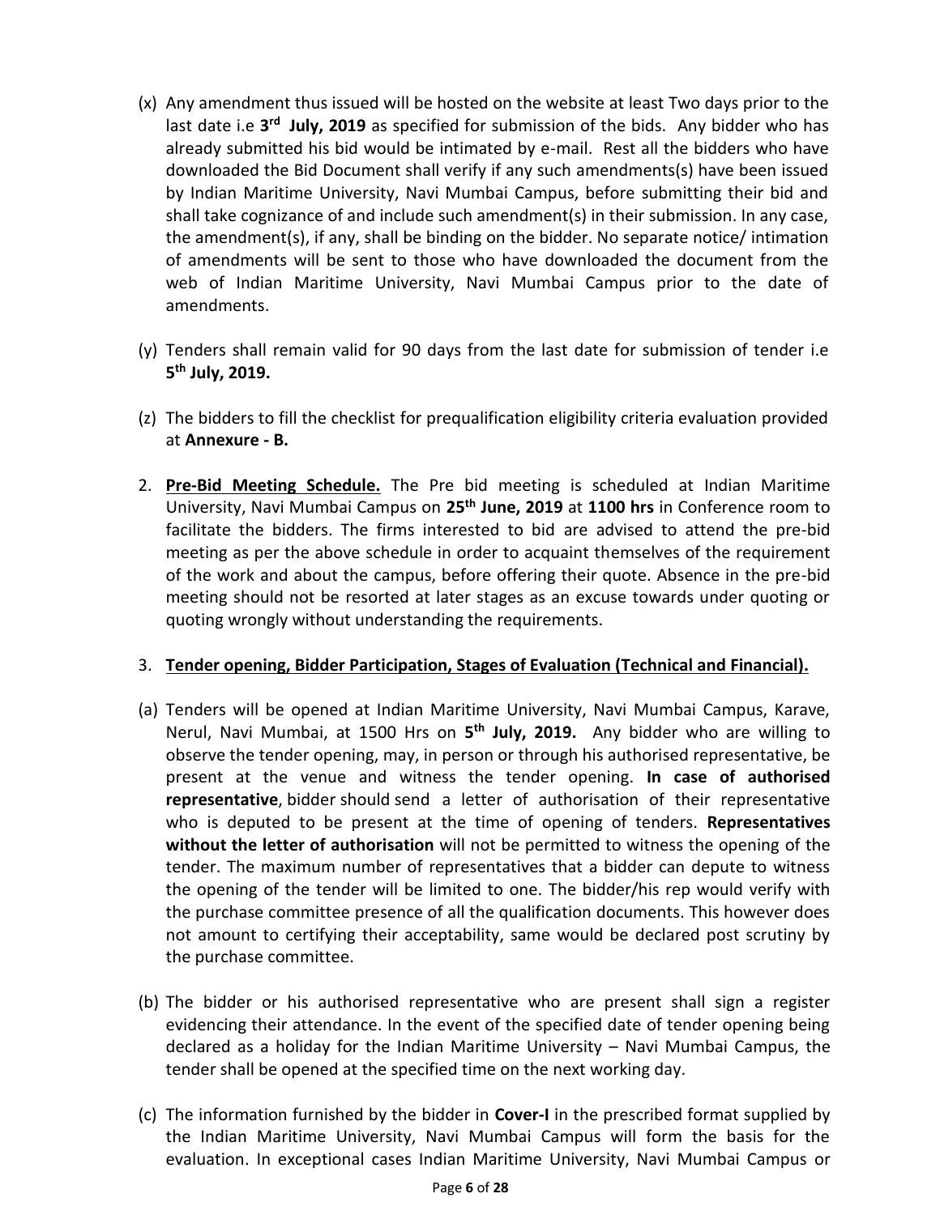(x) Any amendment thus issued will be hosted on the website at least Two days prior to the last date i.e **3rd July, 2019** as specified for submission of the bids. Any bidder who has already submitted his bid would be intimated by e-mail. Rest all the bidders who have downloaded the Bid Document shall verify if any such amendments(s) have been issued by Indian Maritime University, Navi Mumbai Campus, before submitting their bid and shall take cognizance of and include such amendment(s) in their submission. In any case, the amendment(s), if any, shall be binding on the bidder. No separate notice/ intimation of amendments will be sent to those who have downloaded the document from the web of Indian Maritime University, Navi Mumbai Campus prior to the date of amendments.

(y) Tenders shall remain valid for 90 days from the last date for submission of tender i.e **5th July, 2019.**

(z) The bidders to fill the checklist for prequalification eligibility criteria evaluation provided at **Annexure - B.**

2. **<u>Pre-Bid Meeting Schedule.</u>** The Pre bid meeting is scheduled at Indian Maritime University, Navi Mumbai Campus on **25th June, 2019** at **1100 hrs** in Conference room to facilitate the bidders. The firms interested to bid are advised to attend the pre-bid meeting as per the above schedule in order to acquaint themselves of the requirement of the work and about the campus, before offering their quote. Absence in the pre-bid meeting should not be resorted at later stages as an excuse towards under quoting or quoting wrongly without understanding the requirements.

3. **<u>Tender opening, Bidder Participation, Stages of Evaluation (Technical and Financial).</u>**

(a) Tenders will be opened at Indian Maritime University, Navi Mumbai Campus, Karave, Nerul, Navi Mumbai, at 1500 Hrs on **5th July, 2019.** Any bidder who are willing to observe the tender opening, may, in person or through his authorised representative, be present at the venue and witness the tender opening. **In case of authorised representative**, bidder should send a letter of authorisation of their representative who is deputed to be present at the time of opening of tenders. **Representatives without the letter of authorisation** will not be permitted to witness the opening of the tender. The maximum number of representatives that a bidder can depute to witness the opening of the tender will be limited to one. The bidder/his rep would verify with the purchase committee presence of all the qualification documents. This however does not amount to certifying their acceptability, same would be declared post scrutiny by the purchase committee.

(b) The bidder or his authorised representative who are present shall sign a register evidencing their attendance. In the event of the specified date of tender opening being declared as a holiday for the Indian Maritime University – Navi Mumbai Campus, the tender shall be opened at the specified time on the next working day.

(c) The information furnished by the bidder in **Cover-I** in the prescribed format supplied by the Indian Maritime University, Navi Mumbai Campus will form the basis for the evaluation. In exceptional cases Indian Maritime University, Navi Mumbai Campus or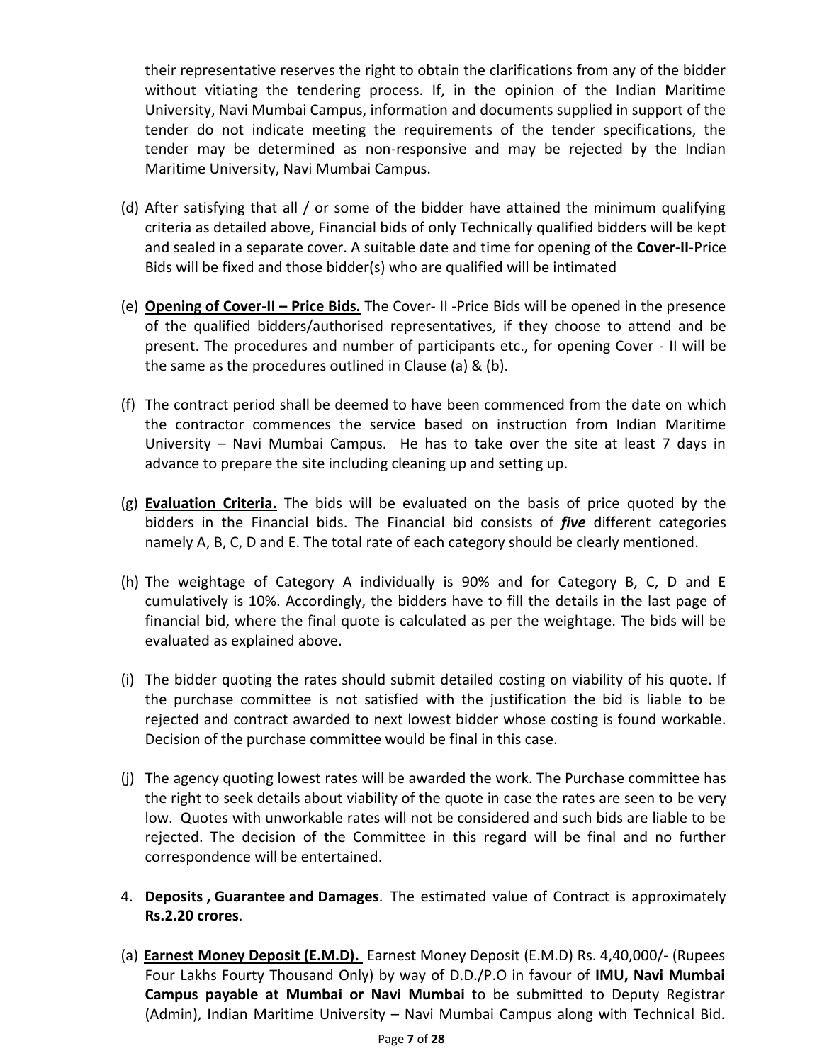their representative reserves the right to obtain the clarifications from any of the bidder without vitiating the tendering process. If, in the opinion of the Indian Maritime University, Navi Mumbai Campus, information and documents supplied in support of the tender do not indicate meeting the requirements of the tender specifications, the tender may be determined as non-responsive and may be rejected by the Indian Maritime University, Navi Mumbai Campus.

(d) After satisfying that all / or some of the bidder have attained the minimum qualifying criteria as detailed above, Financial bids of only Technically qualified bidders will be kept and sealed in a separate cover. A suitable date and time for opening of the **Cover-II**-Price Bids will be fixed and those bidder(s) who are qualified will be intimated

(e) **Opening of Cover-II – Price Bids.** The Cover- II -Price Bids will be opened in the presence of the qualified bidders/authorised representatives, if they choose to attend and be present. The procedures and number of participants etc., for opening Cover - II will be the same as the procedures outlined in Clause (a) & (b).

(f) The contract period shall be deemed to have been commenced from the date on which the contractor commences the service based on instruction from Indian Maritime University – Navi Mumbai Campus. He has to take over the site at least 7 days in advance to prepare the site including cleaning up and setting up.

(g) **Evaluation Criteria.** The bids will be evaluated on the basis of price quoted by the bidders in the Financial bids. The Financial bid consists of ***five*** different categories namely A, B, C, D and E. The total rate of each category should be clearly mentioned.

(h) The weightage of Category A individually is 90% and for Category B, C, D and E cumulatively is 10%. Accordingly, the bidders have to fill the details in the last page of financial bid, where the final quote is calculated as per the weightage. The bids will be evaluated as explained above.

(i) The bidder quoting the rates should submit detailed costing on viability of his quote. If the purchase committee is not satisfied with the justification the bid is liable to be rejected and contract awarded to next lowest bidder whose costing is found workable. Decision of the purchase committee would be final in this case.

(j) The agency quoting lowest rates will be awarded the work. The Purchase committee has the right to seek details about viability of the quote in case the rates are seen to be very low. Quotes with unworkable rates will not be considered and such bids are liable to be rejected. The decision of the Committee in this regard will be final and no further correspondence will be entertained.

4. **Deposits , Guarantee and Damages**. The estimated value of Contract is approximately **Rs.2.20 crores**.

(a) **Earnest Money Deposit (E.M.D).** Earnest Money Deposit (E.M.D) Rs. 4,40,000/- (Rupees Four Lakhs Fourty Thousand Only) by way of D.D./P.O in favour of **IMU, Navi Mumbai Campus payable at Mumbai or Navi Mumbai** to be submitted to Deputy Registrar (Admin), Indian Maritime University – Navi Mumbai Campus along with Technical Bid.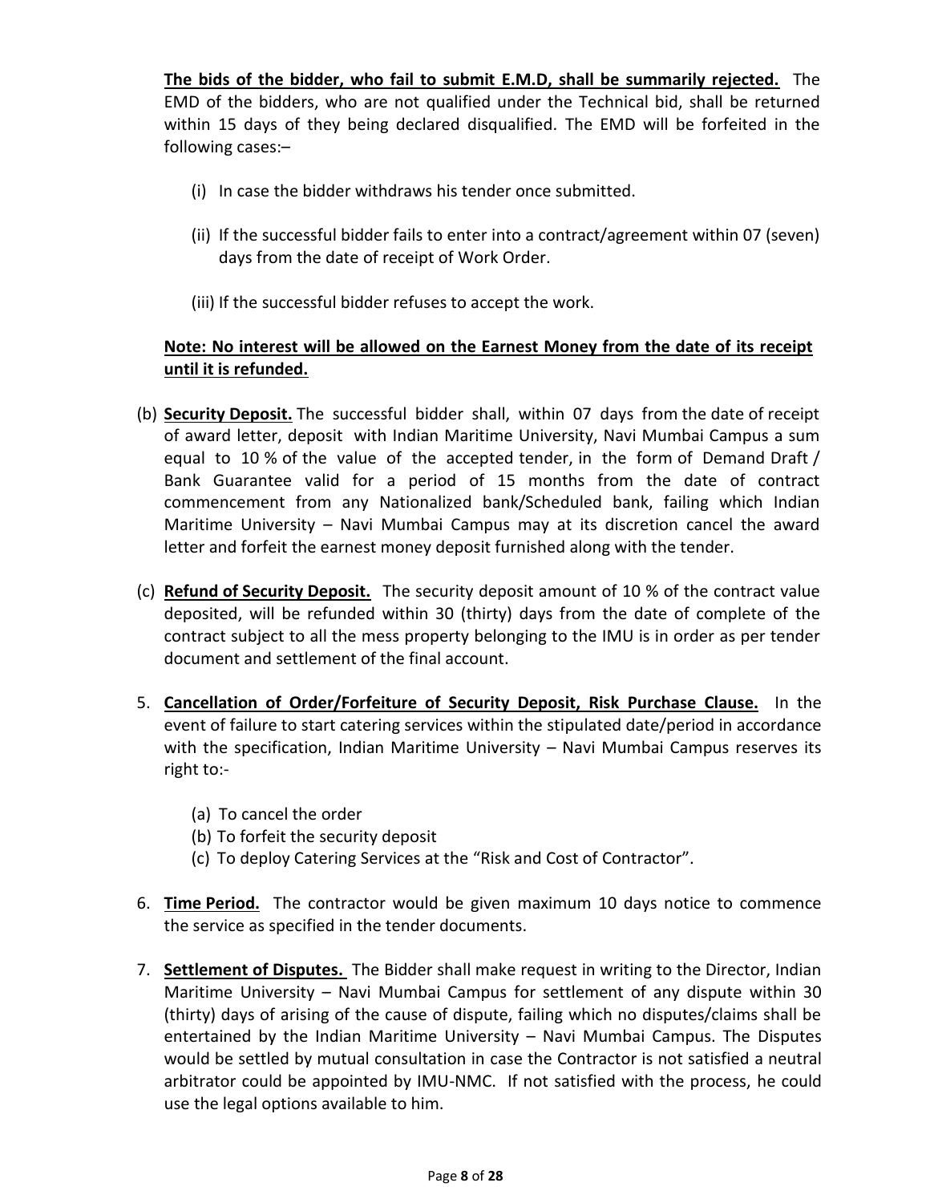**The bids of the bidder, who fail to submit E.M.D, shall be summarily rejected.** The EMD of the bidders, who are not qualified under the Technical bid, shall be returned within 15 days of they being declared disqualified. The EMD will be forfeited in the following cases:–

(i) In case the bidder withdraws his tender once submitted.

(ii) If the successful bidder fails to enter into a contract/agreement within 07 (seven) days from the date of receipt of Work Order.

(iii) If the successful bidder refuses to accept the work.

**Note: No interest will be allowed on the Earnest Money from the date of its receipt until it is refunded.**

(b) **Security Deposit.** The successful bidder shall, within 07 days from the date of receipt of award letter, deposit with Indian Maritime University, Navi Mumbai Campus a sum equal to 10 % of the value of the accepted tender, in the form of Demand Draft / Bank Guarantee valid for a period of 15 months from the date of contract commencement from any Nationalized bank/Scheduled bank, failing which Indian Maritime University – Navi Mumbai Campus may at its discretion cancel the award letter and forfeit the earnest money deposit furnished along with the tender.

(c) **Refund of Security Deposit.** The security deposit amount of 10 % of the contract value deposited, will be refunded within 30 (thirty) days from the date of complete of the contract subject to all the mess property belonging to the IMU is in order as per tender document and settlement of the final account.

5. **Cancellation of Order/Forfeiture of Security Deposit, Risk Purchase Clause.** In the event of failure to start catering services within the stipulated date/period in accordance with the specification, Indian Maritime University – Navi Mumbai Campus reserves its right to:-

   (a) To cancel the order
   (b) To forfeit the security deposit
   (c) To deploy Catering Services at the "Risk and Cost of Contractor".

6. **Time Period.** The contractor would be given maximum 10 days notice to commence the service as specified in the tender documents.

7. **Settlement of Disputes.** The Bidder shall make request in writing to the Director, Indian Maritime University – Navi Mumbai Campus for settlement of any dispute within 30 (thirty) days of arising of the cause of dispute, failing which no disputes/claims shall be entertained by the Indian Maritime University – Navi Mumbai Campus. The Disputes would be settled by mutual consultation in case the Contractor is not satisfied a neutral arbitrator could be appointed by IMU-NMC. If not satisfied with the process, he could use the legal options available to him.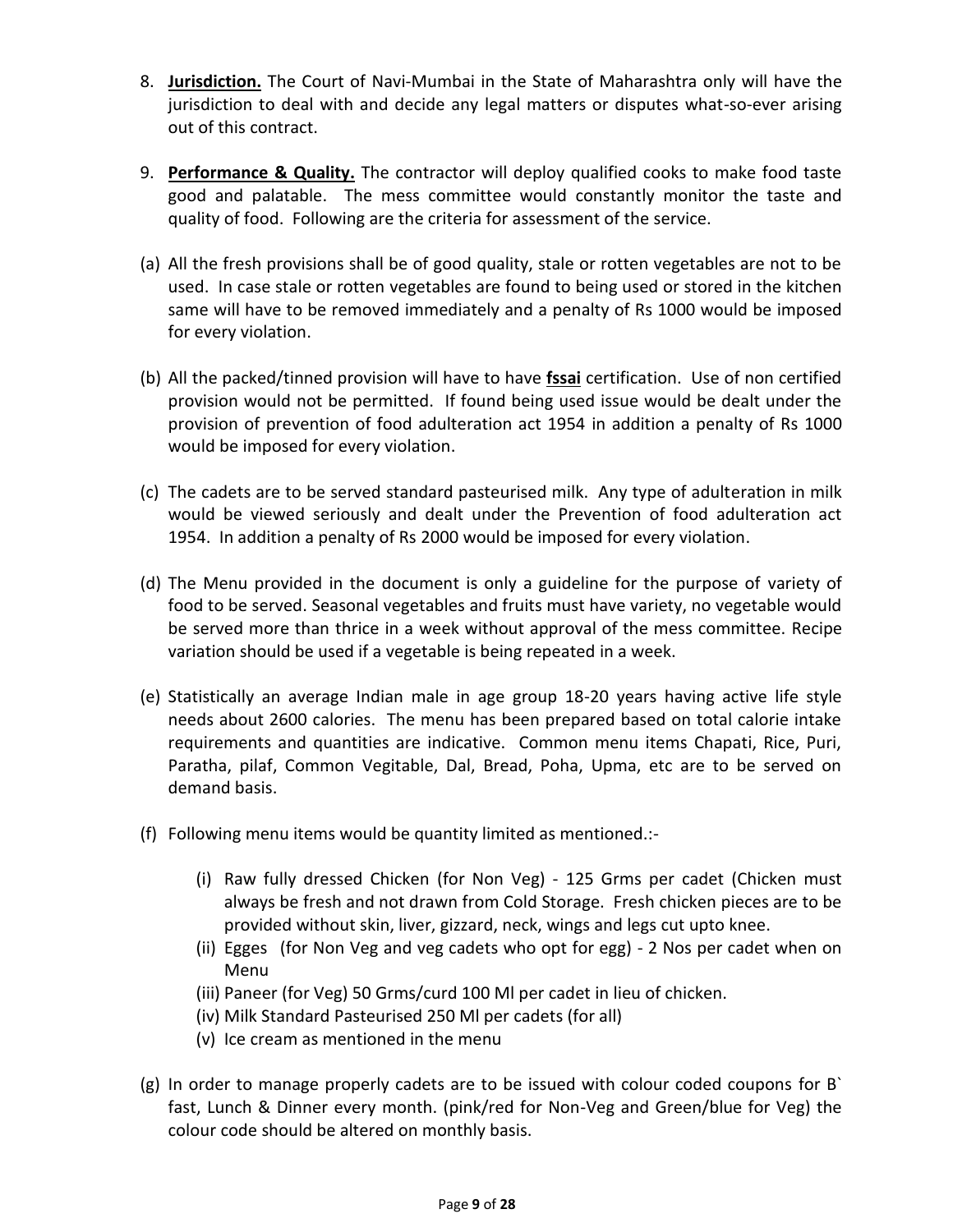8. **Jurisdiction.** The Court of Navi-Mumbai in the State of Maharashtra only will have the jurisdiction to deal with and decide any legal matters or disputes what-so-ever arising out of this contract.

9. **Performance & Quality.** The contractor will deploy qualified cooks to make food taste good and palatable. The mess committee would constantly monitor the taste and quality of food. Following are the criteria for assessment of the service.

(a) All the fresh provisions shall be of good quality, stale or rotten vegetables are not to be used. In case stale or rotten vegetables are found to being used or stored in the kitchen same will have to be removed immediately and a penalty of Rs 1000 would be imposed for every violation.

(b) All the packed/tinned provision will have to have **fssai** certification. Use of non certified provision would not be permitted. If found being used issue would be dealt under the provision of prevention of food adulteration act 1954 in addition a penalty of Rs 1000 would be imposed for every violation.

(c) The cadets are to be served standard pasteurised milk. Any type of adulteration in milk would be viewed seriously and dealt under the Prevention of food adulteration act 1954. In addition a penalty of Rs 2000 would be imposed for every violation.

(d) The Menu provided in the document is only a guideline for the purpose of variety of food to be served. Seasonal vegetables and fruits must have variety, no vegetable would be served more than thrice in a week without approval of the mess committee. Recipe variation should be used if a vegetable is being repeated in a week.

(e) Statistically an average Indian male in age group 18-20 years having active life style needs about 2600 calories. The menu has been prepared based on total calorie intake requirements and quantities are indicative. Common menu items Chapati, Rice, Puri, Paratha, pilaf, Common Vegitable, Dal, Bread, Poha, Upma, etc are to be served on demand basis.

(f) Following menu items would be quantity limited as mentioned.:-

  (i) Raw fully dressed Chicken (for Non Veg) - 125 Grms per cadet (Chicken must always be fresh and not drawn from Cold Storage. Fresh chicken pieces are to be provided without skin, liver, gizzard, neck, wings and legs cut upto knee.
  (ii) Egges (for Non Veg and veg cadets who opt for egg) - 2 Nos per cadet when on Menu
  (iii) Paneer (for Veg) 50 Grms/curd 100 Ml per cadet in lieu of chicken.
  (iv) Milk Standard Pasteurised 250 Ml per cadets (for all)
  (v) Ice cream as mentioned in the menu

(g) In order to manage properly cadets are to be issued with colour coded coupons for B` fast, Lunch & Dinner every month. (pink/red for Non-Veg and Green/blue for Veg) the colour code should be altered on monthly basis.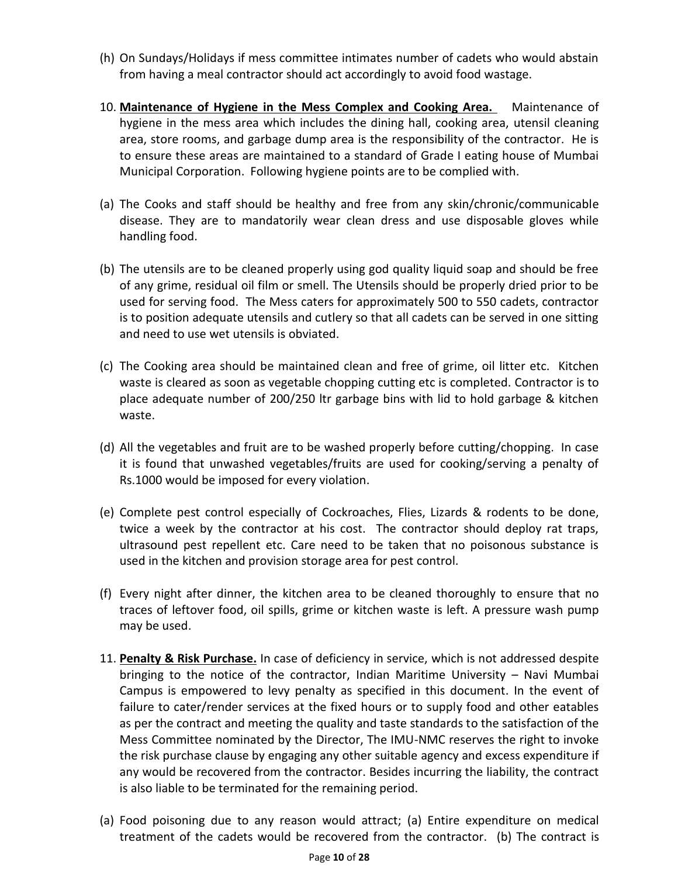(h) On Sundays/Holidays if mess committee intimates number of cadets who would abstain from having a meal contractor should act accordingly to avoid food wastage.

10. **Maintenance of Hygiene in the Mess Complex and Cooking Area.** Maintenance of hygiene in the mess area which includes the dining hall, cooking area, utensil cleaning area, store rooms, and garbage dump area is the responsibility of the contractor. He is to ensure these areas are maintained to a standard of Grade I eating house of Mumbai Municipal Corporation. Following hygiene points are to be complied with.

(a) The Cooks and staff should be healthy and free from any skin/chronic/communicable disease. They are to mandatorily wear clean dress and use disposable gloves while handling food.

(b) The utensils are to be cleaned properly using god quality liquid soap and should be free of any grime, residual oil film or smell. The Utensils should be properly dried prior to be used for serving food. The Mess caters for approximately 500 to 550 cadets, contractor is to position adequate utensils and cutlery so that all cadets can be served in one sitting and need to use wet utensils is obviated.

(c) The Cooking area should be maintained clean and free of grime, oil litter etc. Kitchen waste is cleared as soon as vegetable chopping cutting etc is completed. Contractor is to place adequate number of 200/250 ltr garbage bins with lid to hold garbage & kitchen waste.

(d) All the vegetables and fruit are to be washed properly before cutting/chopping. In case it is found that unwashed vegetables/fruits are used for cooking/serving a penalty of Rs.1000 would be imposed for every violation.

(e) Complete pest control especially of Cockroaches, Flies, Lizards & rodents to be done, twice a week by the contractor at his cost. The contractor should deploy rat traps, ultrasound pest repellent etc. Care need to be taken that no poisonous substance is used in the kitchen and provision storage area for pest control.

(f) Every night after dinner, the kitchen area to be cleaned thoroughly to ensure that no traces of leftover food, oil spills, grime or kitchen waste is left. A pressure wash pump may be used.

11. **Penalty & Risk Purchase.** In case of deficiency in service, which is not addressed despite bringing to the notice of the contractor, Indian Maritime University – Navi Mumbai Campus is empowered to levy penalty as specified in this document. In the event of failure to cater/render services at the fixed hours or to supply food and other eatables as per the contract and meeting the quality and taste standards to the satisfaction of the Mess Committee nominated by the Director, The IMU-NMC reserves the right to invoke the risk purchase clause by engaging any other suitable agency and excess expenditure if any would be recovered from the contractor. Besides incurring the liability, the contract is also liable to be terminated for the remaining period.

(a) Food poisoning due to any reason would attract; (a) Entire expenditure on medical treatment of the cadets would be recovered from the contractor. (b) The contract is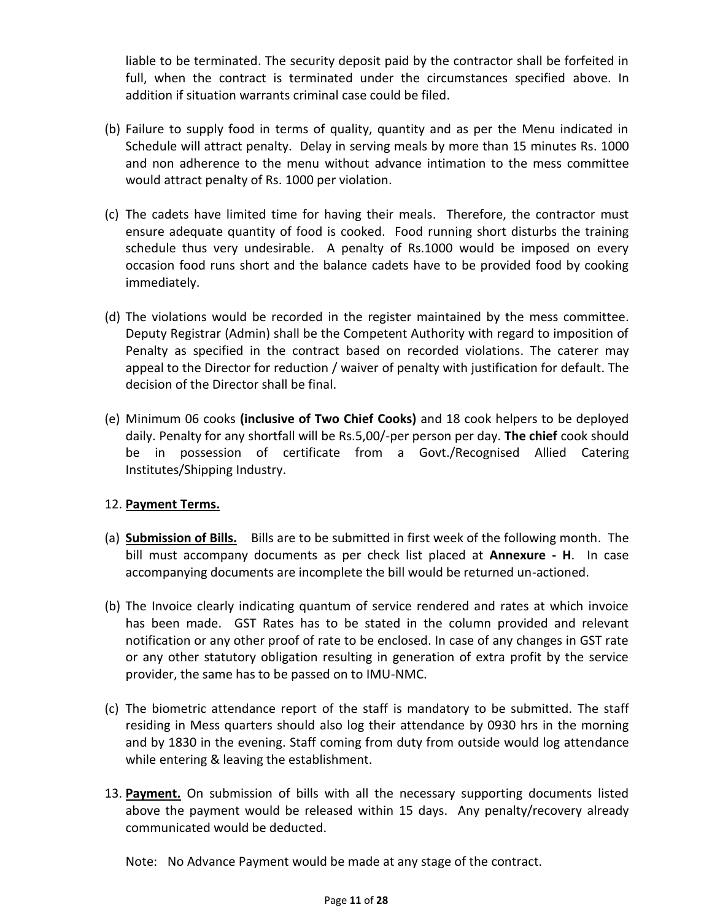liable to be terminated. The security deposit paid by the contractor shall be forfeited in full, when the contract is terminated under the circumstances specified above. In addition if situation warrants criminal case could be filed.

(b) Failure to supply food in terms of quality, quantity and as per the Menu indicated in Schedule will attract penalty. Delay in serving meals by more than 15 minutes Rs. 1000 and non adherence to the menu without advance intimation to the mess committee would attract penalty of Rs. 1000 per violation.

(c) The cadets have limited time for having their meals. Therefore, the contractor must ensure adequate quantity of food is cooked. Food running short disturbs the training schedule thus very undesirable. A penalty of Rs.1000 would be imposed on every occasion food runs short and the balance cadets have to be provided food by cooking immediately.

(d) The violations would be recorded in the register maintained by the mess committee. Deputy Registrar (Admin) shall be the Competent Authority with regard to imposition of Penalty as specified in the contract based on recorded violations. The caterer may appeal to the Director for reduction / waiver of penalty with justification for default. The decision of the Director shall be final.

(e) Minimum 06 cooks **(inclusive of Two Chief Cooks)** and 18 cook helpers to be deployed daily. Penalty for any shortfall will be Rs.5,00/-per person per day. **The chief** cook should be in possession of certificate from a Govt./Recognised Allied Catering Institutes/Shipping Industry.

12. **Payment Terms.**

(a) **Submission of Bills.** Bills are to be submitted in first week of the following month. The bill must accompany documents as per check list placed at **Annexure - H**. In case accompanying documents are incomplete the bill would be returned un-actioned.

(b) The Invoice clearly indicating quantum of service rendered and rates at which invoice has been made. GST Rates has to be stated in the column provided and relevant notification or any other proof of rate to be enclosed. In case of any changes in GST rate or any other statutory obligation resulting in generation of extra profit by the service provider, the same has to be passed on to IMU-NMC.

(c) The biometric attendance report of the staff is mandatory to be submitted. The staff residing in Mess quarters should also log their attendance by 0930 hrs in the morning and by 1830 in the evening. Staff coming from duty from outside would log attendance while entering & leaving the establishment.

13. **Payment.** On submission of bills with all the necessary supporting documents listed above the payment would be released within 15 days. Any penalty/recovery already communicated would be deducted.

Note: No Advance Payment would be made at any stage of the contract.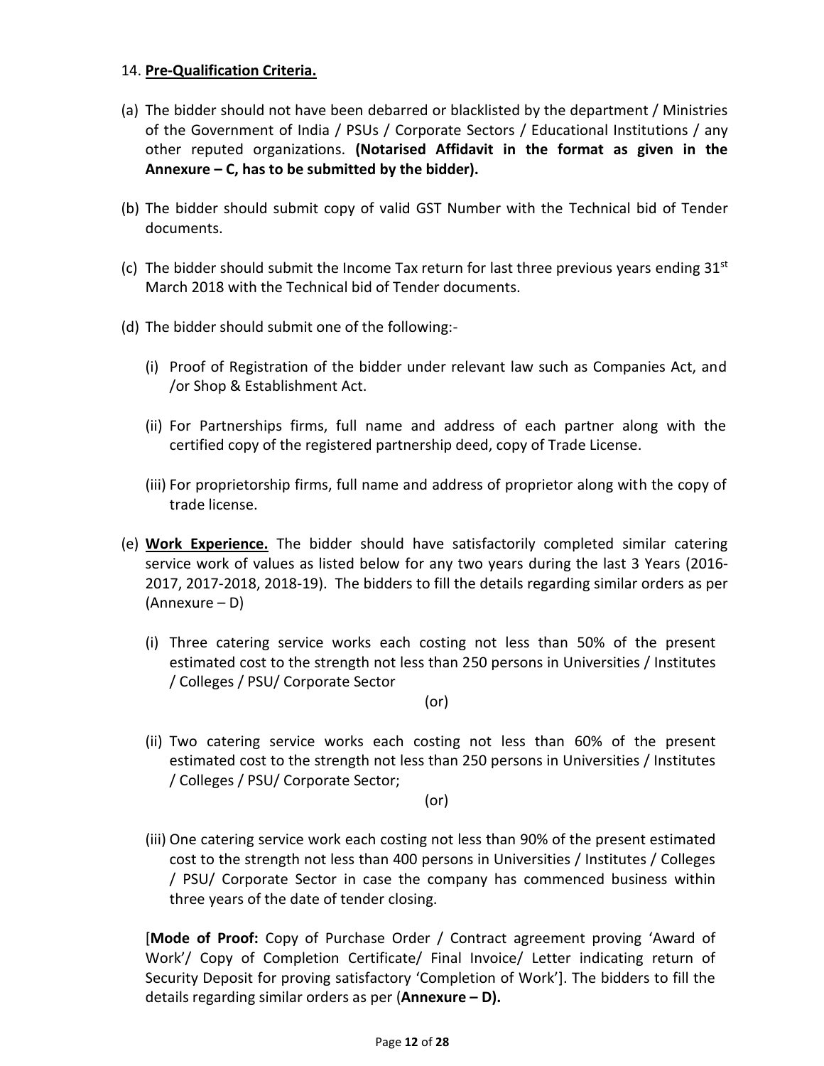14. **Pre-Qualification Criteria.**

(a) The bidder should not have been debarred or blacklisted by the department / Ministries of the Government of India / PSUs / Corporate Sectors / Educational Institutions / any other reputed organizations. **(Notarised Affidavit in the format as given in the Annexure – C, has to be submitted by the bidder).**

(b) The bidder should submit copy of valid GST Number with the Technical bid of Tender documents.

(c) The bidder should submit the Income Tax return for last three previous years ending 31st March 2018 with the Technical bid of Tender documents.

(d) The bidder should submit one of the following:-

  (i) Proof of Registration of the bidder under relevant law such as Companies Act, and /or Shop & Establishment Act.

  (ii) For Partnerships firms, full name and address of each partner along with the certified copy of the registered partnership deed, copy of Trade License.

  (iii) For proprietorship firms, full name and address of proprietor along with the copy of trade license.

(e) **Work Experience.** The bidder should have satisfactorily completed similar catering service work of values as listed below for any two years during the last 3 Years (2016-2017, 2017-2018, 2018-19). The bidders to fill the details regarding similar orders as per (Annexure – D)

  (i) Three catering service works each costing not less than 50% of the present estimated cost to the strength not less than 250 persons in Universities / Institutes / Colleges / PSU/ Corporate Sector

(or)

  (ii) Two catering service works each costing not less than 60% of the present estimated cost to the strength not less than 250 persons in Universities / Institutes / Colleges / PSU/ Corporate Sector;

(or)

  (iii) One catering service work each costing not less than 90% of the present estimated cost to the strength not less than 400 persons in Universities / Institutes / Colleges / PSU/ Corporate Sector in case the company has commenced business within three years of the date of tender closing.

[**Mode of Proof:** Copy of Purchase Order / Contract agreement proving 'Award of Work'/ Copy of Completion Certificate/ Final Invoice/ Letter indicating return of Security Deposit for proving satisfactory 'Completion of Work']. The bidders to fill the details regarding similar orders as per (**Annexure – D).**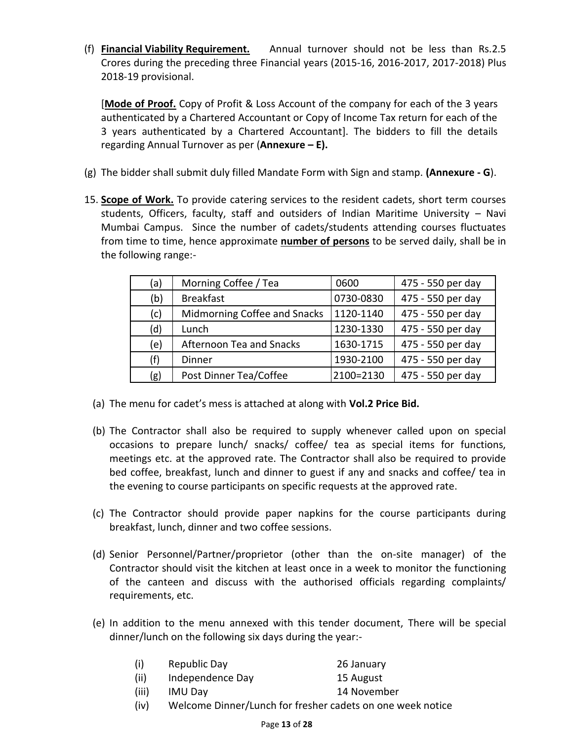(f) **Financial Viability Requirement.** Annual turnover should not be less than Rs.2.5 Crores during the preceding three Financial years (2015-16, 2016-2017, 2017-2018) Plus 2018-19 provisional.

[**Mode of Proof.** Copy of Profit & Loss Account of the company for each of the 3 years authenticated by a Chartered Accountant or Copy of Income Tax return for each of the 3 years authenticated by a Chartered Accountant]. The bidders to fill the details regarding Annual Turnover as per (**Annexure – E).**

(g) The bidder shall submit duly filled Mandate Form with Sign and stamp. **(Annexure - G**).

15. **Scope of Work.** To provide catering services to the resident cadets, short term courses students, Officers, faculty, staff and outsiders of Indian Maritime University – Navi Mumbai Campus. Since the number of cadets/students attending courses fluctuates from time to time, hence approximate **number of persons** to be served daily, shall be in the following range:-

| (a) | Morning Coffee / Tea | 0600 | 475 - 550 per day |
|---|---|---|---|
| (b) | Breakfast | 0730-0830 | 475 - 550 per day |
| (c) | Midmorning Coffee and Snacks | 1120-1140 | 475 - 550 per day |
| (d) | Lunch | 1230-1330 | 475 - 550 per day |
| (e) | Afternoon Tea and Snacks | 1630-1715 | 475 - 550 per day |
| (f) | Dinner | 1930-2100 | 475 - 550 per day |
| (g) | Post Dinner Tea/Coffee | 2100=2130 | 475 - 550 per day |

(a) The menu for cadet's mess is attached at along with **Vol.2 Price Bid.**

(b) The Contractor shall also be required to supply whenever called upon on special occasions to prepare lunch/ snacks/ coffee/ tea as special items for functions, meetings etc. at the approved rate. The Contractor shall also be required to provide bed coffee, breakfast, lunch and dinner to guest if any and snacks and coffee/ tea in the evening to course participants on specific requests at the approved rate.

(c) The Contractor should provide paper napkins for the course participants during breakfast, lunch, dinner and two coffee sessions.

(d) Senior Personnel/Partner/proprietor (other than the on-site manager) of the Contractor should visit the kitchen at least once in a week to monitor the functioning of the canteen and discuss with the authorised officials regarding complaints/ requirements, etc.

(e) In addition to the menu annexed with this tender document, There will be special dinner/lunch on the following six days during the year:-

(i) Republic Day 26 January
(ii) Independence Day 15 August
(iii) IMU Day 14 November
(iv) Welcome Dinner/Lunch for fresher cadets on one week notice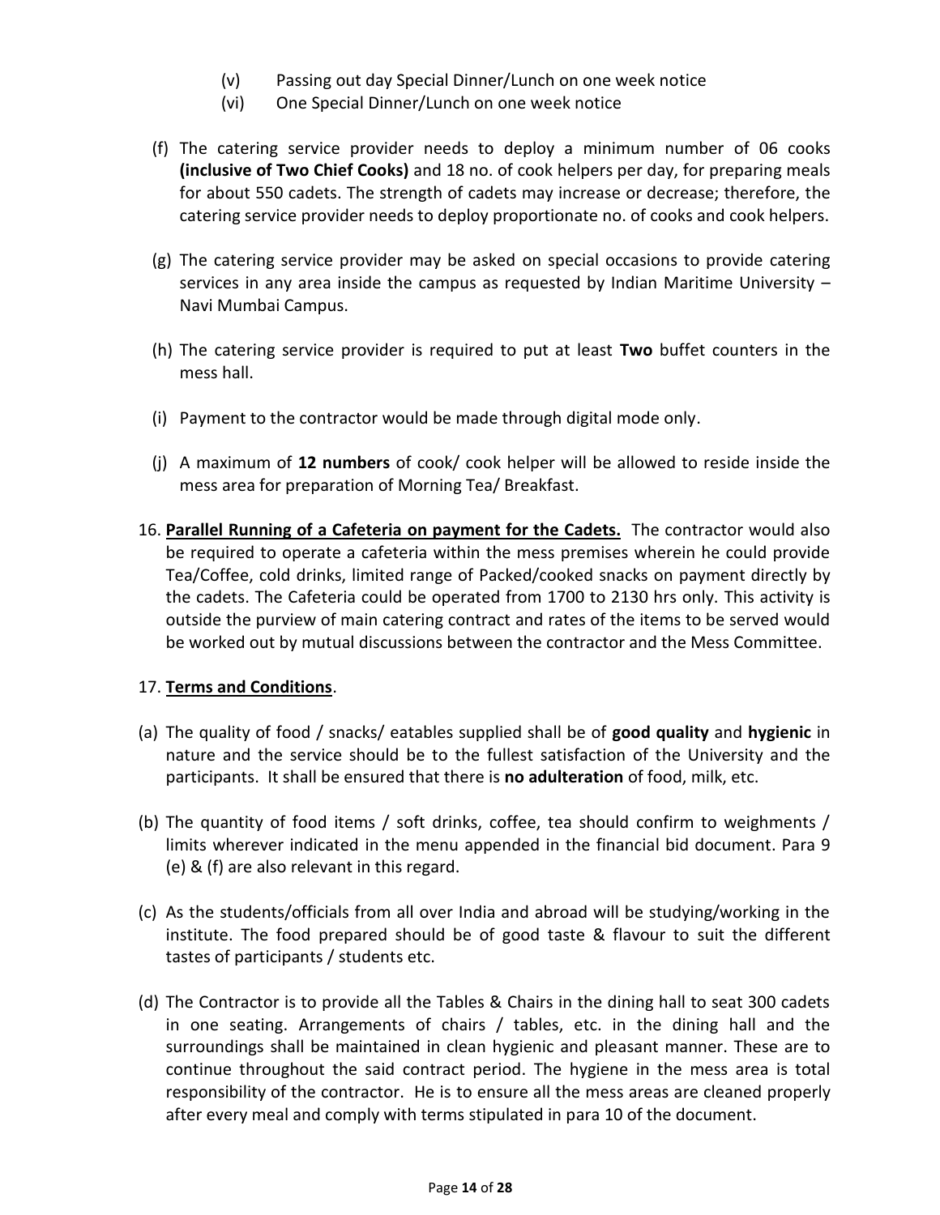(v) Passing out day Special Dinner/Lunch on one week notice

(vi) One Special Dinner/Lunch on one week notice

(f) The catering service provider needs to deploy a minimum number of 06 cooks **(inclusive of Two Chief Cooks)** and 18 no. of cook helpers per day, for preparing meals for about 550 cadets. The strength of cadets may increase or decrease; therefore, the catering service provider needs to deploy proportionate no. of cooks and cook helpers.

(g) The catering service provider may be asked on special occasions to provide catering services in any area inside the campus as requested by Indian Maritime University – Navi Mumbai Campus.

(h) The catering service provider is required to put at least **Two** buffet counters in the mess hall.

(i) Payment to the contractor would be made through digital mode only.

(j) A maximum of **12 numbers** of cook/ cook helper will be allowed to reside inside the mess area for preparation of Morning Tea/ Breakfast.

16. **Parallel Running of a Cafeteria on payment for the Cadets.** The contractor would also be required to operate a cafeteria within the mess premises wherein he could provide Tea/Coffee, cold drinks, limited range of Packed/cooked snacks on payment directly by the cadets. The Cafeteria could be operated from 1700 to 2130 hrs only. This activity is outside the purview of main catering contract and rates of the items to be served would be worked out by mutual discussions between the contractor and the Mess Committee.

17. **Terms and Conditions**.

(a) The quality of food / snacks/ eatables supplied shall be of **good quality** and **hygienic** in nature and the service should be to the fullest satisfaction of the University and the participants. It shall be ensured that there is **no adulteration** of food, milk, etc.

(b) The quantity of food items / soft drinks, coffee, tea should confirm to weighments / limits wherever indicated in the menu appended in the financial bid document. Para 9 (e) & (f) are also relevant in this regard.

(c) As the students/officials from all over India and abroad will be studying/working in the institute. The food prepared should be of good taste & flavour to suit the different tastes of participants / students etc.

(d) The Contractor is to provide all the Tables & Chairs in the dining hall to seat 300 cadets in one seating. Arrangements of chairs / tables, etc. in the dining hall and the surroundings shall be maintained in clean hygienic and pleasant manner. These are to continue throughout the said contract period. The hygiene in the mess area is total responsibility of the contractor. He is to ensure all the mess areas are cleaned properly after every meal and comply with terms stipulated in para 10 of the document.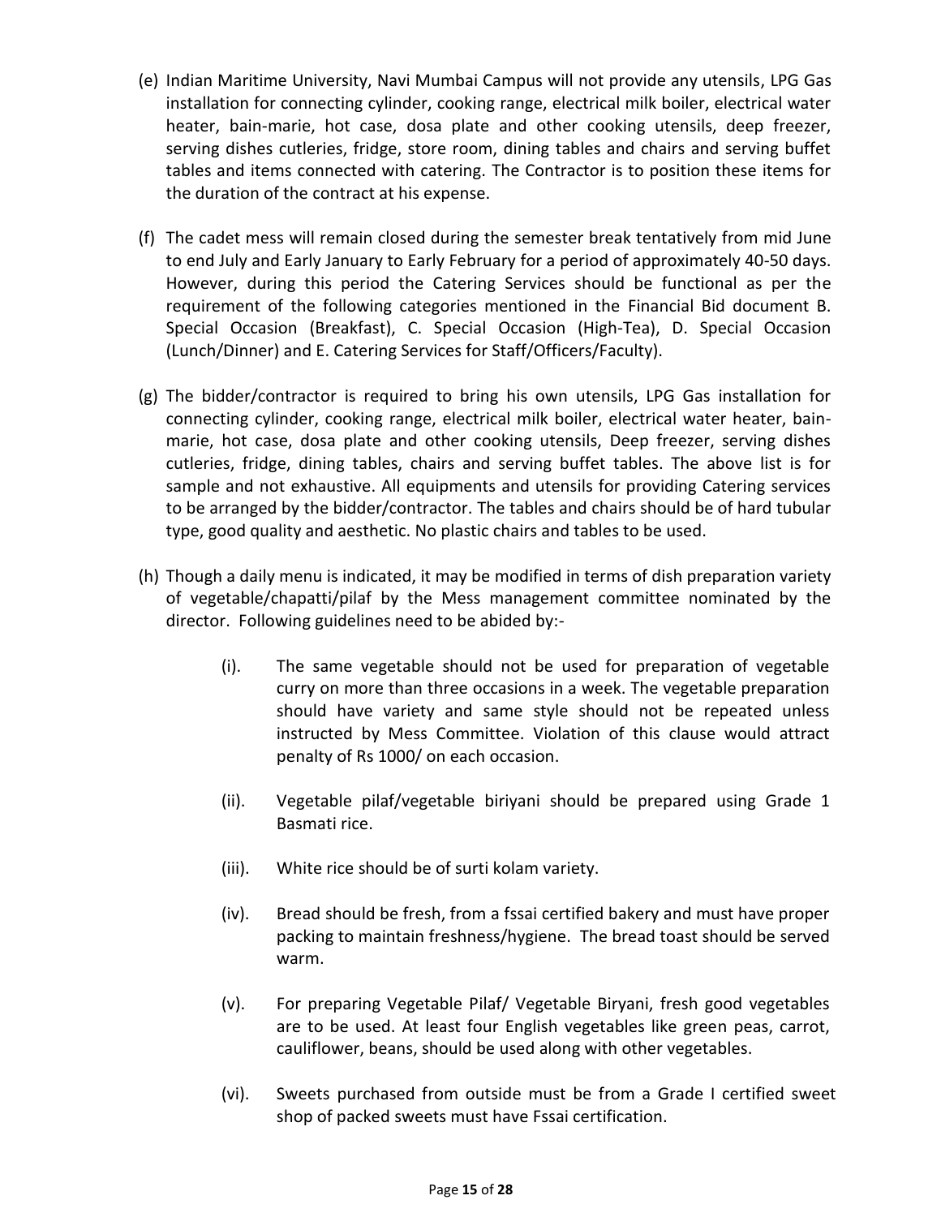(e) Indian Maritime University, Navi Mumbai Campus will not provide any utensils, LPG Gas installation for connecting cylinder, cooking range, electrical milk boiler, electrical water heater, bain-marie, hot case, dosa plate and other cooking utensils, deep freezer, serving dishes cutleries, fridge, store room, dining tables and chairs and serving buffet tables and items connected with catering. The Contractor is to position these items for the duration of the contract at his expense.

(f) The cadet mess will remain closed during the semester break tentatively from mid June to end July and Early January to Early February for a period of approximately 40-50 days. However, during this period the Catering Services should be functional as per the requirement of the following categories mentioned in the Financial Bid document B. Special Occasion (Breakfast), C. Special Occasion (High-Tea), D. Special Occasion (Lunch/Dinner) and E. Catering Services for Staff/Officers/Faculty).

(g) The bidder/contractor is required to bring his own utensils, LPG Gas installation for connecting cylinder, cooking range, electrical milk boiler, electrical water heater, bain-marie, hot case, dosa plate and other cooking utensils, Deep freezer, serving dishes cutleries, fridge, dining tables, chairs and serving buffet tables. The above list is for sample and not exhaustive. All equipments and utensils for providing Catering services to be arranged by the bidder/contractor. The tables and chairs should be of hard tubular type, good quality and aesthetic. No plastic chairs and tables to be used.

(h) Though a daily menu is indicated, it may be modified in terms of dish preparation variety of vegetable/chapatti/pilaf by the Mess management committee nominated by the director. Following guidelines need to be abided by:-

  (i). The same vegetable should not be used for preparation of vegetable curry on more than three occasions in a week. The vegetable preparation should have variety and same style should not be repeated unless instructed by Mess Committee. Violation of this clause would attract penalty of Rs 1000/ on each occasion.

  (ii). Vegetable pilaf/vegetable biriyani should be prepared using Grade 1 Basmati rice.

  (iii). White rice should be of surti kolam variety.

  (iv). Bread should be fresh, from a fssai certified bakery and must have proper packing to maintain freshness/hygiene. The bread toast should be served warm.

  (v). For preparing Vegetable Pilaf/ Vegetable Biryani, fresh good vegetables are to be used. At least four English vegetables like green peas, carrot, cauliflower, beans, should be used along with other vegetables.

  (vi). Sweets purchased from outside must be from a Grade I certified sweet shop of packed sweets must have Fssai certification.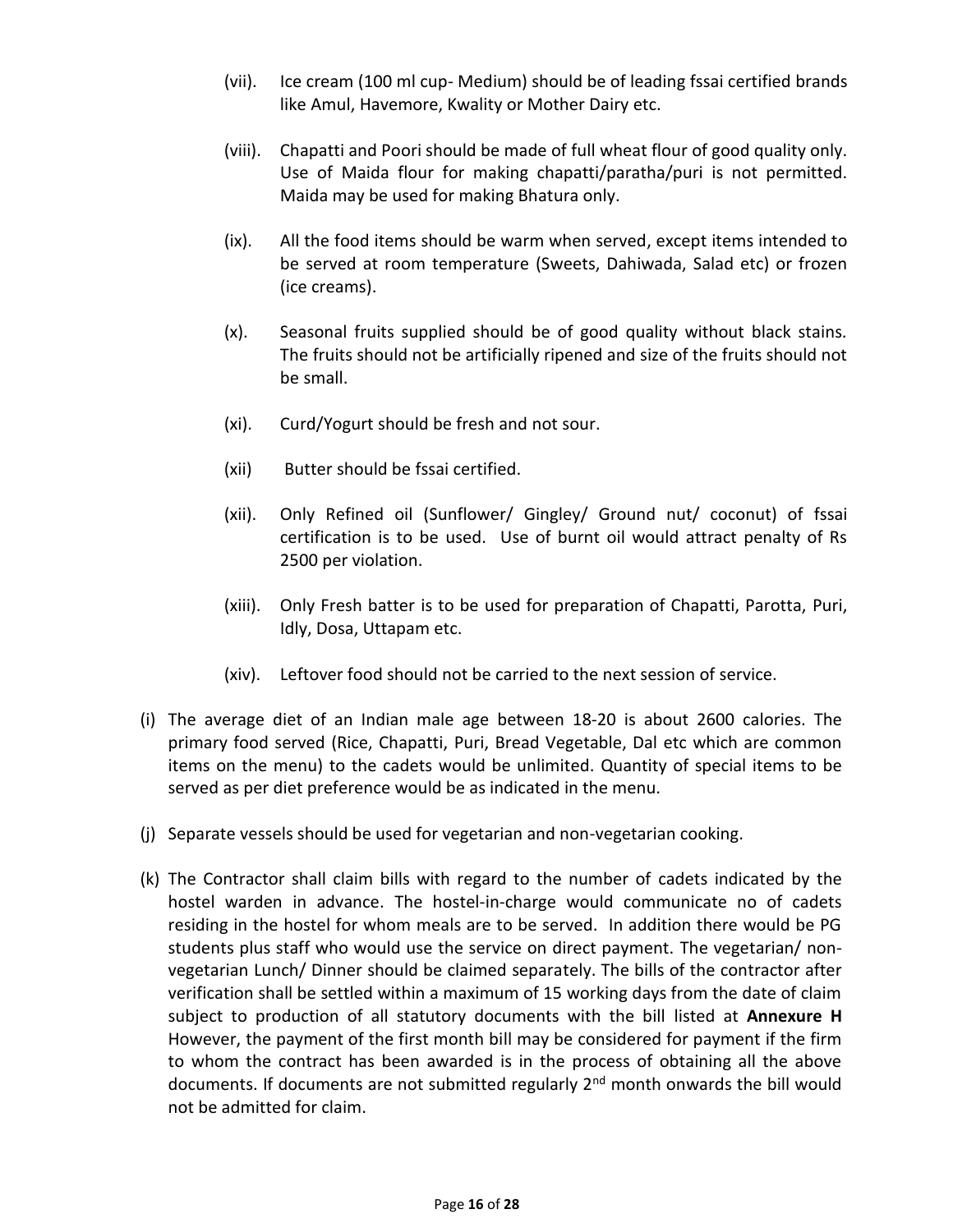(vii). Ice cream (100 ml cup- Medium) should be of leading fssai certified brands like Amul, Havemore, Kwality or Mother Dairy etc.

(viii). Chapatti and Poori should be made of full wheat flour of good quality only. Use of Maida flour for making chapatti/paratha/puri is not permitted. Maida may be used for making Bhatura only.

(ix). All the food items should be warm when served, except items intended to be served at room temperature (Sweets, Dahiwada, Salad etc) or frozen (ice creams).

(x). Seasonal fruits supplied should be of good quality without black stains. The fruits should not be artificially ripened and size of the fruits should not be small.

(xi). Curd/Yogurt should be fresh and not sour.

(xii) Butter should be fssai certified.

(xii). Only Refined oil (Sunflower/ Gingley/ Ground nut/ coconut) of fssai certification is to be used. Use of burnt oil would attract penalty of Rs 2500 per violation.

(xiii). Only Fresh batter is to be used for preparation of Chapatti, Parotta, Puri, Idly, Dosa, Uttapam etc.

(xiv). Leftover food should not be carried to the next session of service.

(i) The average diet of an Indian male age between 18-20 is about 2600 calories. The primary food served (Rice, Chapatti, Puri, Bread Vegetable, Dal etc which are common items on the menu) to the cadets would be unlimited. Quantity of special items to be served as per diet preference would be as indicated in the menu.

(j) Separate vessels should be used for vegetarian and non-vegetarian cooking.

(k) The Contractor shall claim bills with regard to the number of cadets indicated by the hostel warden in advance. The hostel-in-charge would communicate no of cadets residing in the hostel for whom meals are to be served. In addition there would be PG students plus staff who would use the service on direct payment. The vegetarian/ non-vegetarian Lunch/ Dinner should be claimed separately. The bills of the contractor after verification shall be settled within a maximum of 15 working days from the date of claim subject to production of all statutory documents with the bill listed at **Annexure H** However, the payment of the first month bill may be considered for payment if the firm to whom the contract has been awarded is in the process of obtaining all the above documents. If documents are not submitted regularly 2nd month onwards the bill would not be admitted for claim.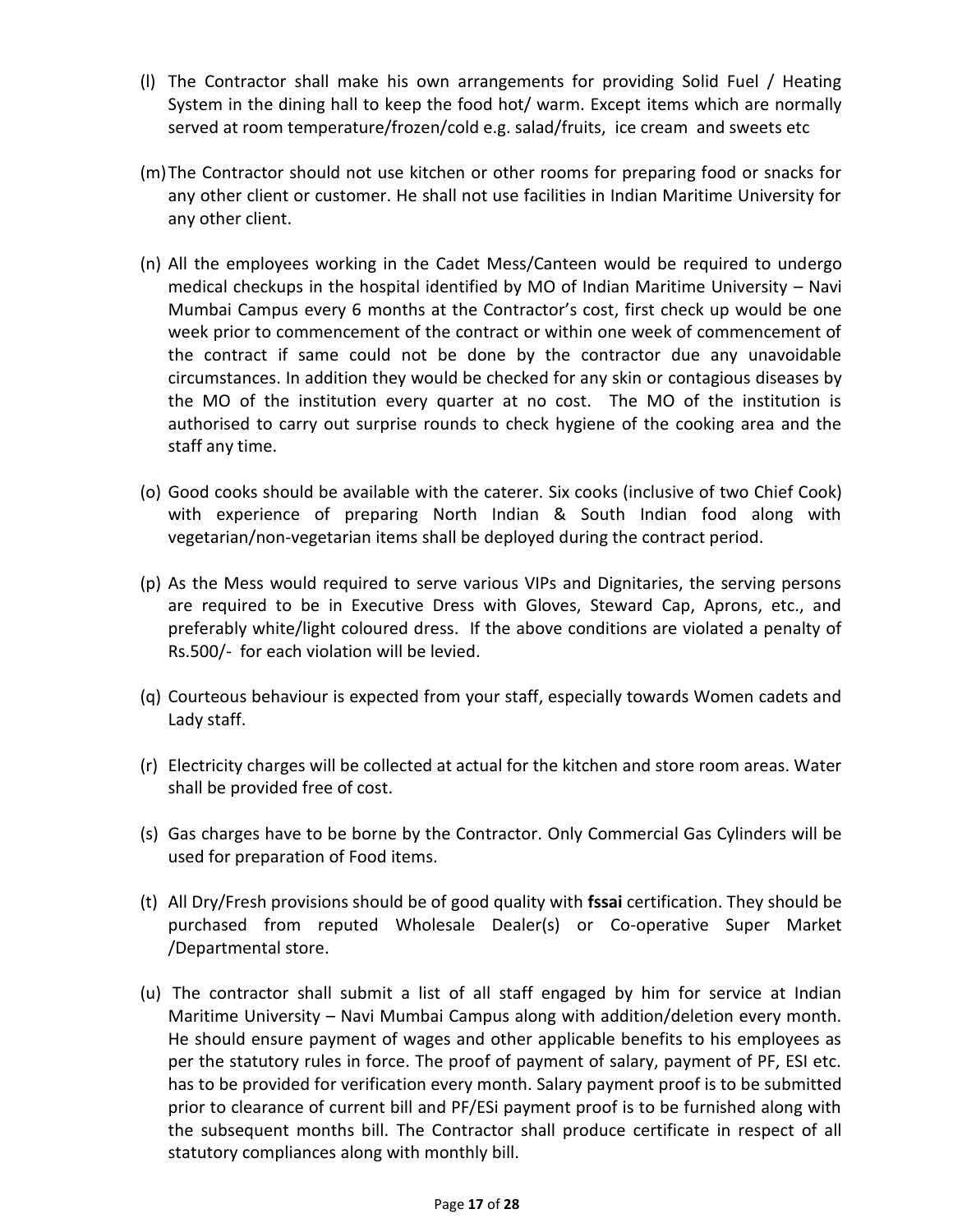(l) The Contractor shall make his own arrangements for providing Solid Fuel / Heating System in the dining hall to keep the food hot/ warm. Except items which are normally served at room temperature/frozen/cold e.g. salad/fruits, ice cream and sweets etc

(m) The Contractor should not use kitchen or other rooms for preparing food or snacks for any other client or customer. He shall not use facilities in Indian Maritime University for any other client.

(n) All the employees working in the Cadet Mess/Canteen would be required to undergo medical checkups in the hospital identified by MO of Indian Maritime University – Navi Mumbai Campus every 6 months at the Contractor's cost, first check up would be one week prior to commencement of the contract or within one week of commencement of the contract if same could not be done by the contractor due any unavoidable circumstances. In addition they would be checked for any skin or contagious diseases by the MO of the institution every quarter at no cost. The MO of the institution is authorised to carry out surprise rounds to check hygiene of the cooking area and the staff any time.

(o) Good cooks should be available with the caterer. Six cooks (inclusive of two Chief Cook) with experience of preparing North Indian & South Indian food along with vegetarian/non-vegetarian items shall be deployed during the contract period.

(p) As the Mess would required to serve various VIPs and Dignitaries, the serving persons are required to be in Executive Dress with Gloves, Steward Cap, Aprons, etc., and preferably white/light coloured dress. If the above conditions are violated a penalty of Rs.500/- for each violation will be levied.

(q) Courteous behaviour is expected from your staff, especially towards Women cadets and Lady staff.

(r) Electricity charges will be collected at actual for the kitchen and store room areas. Water shall be provided free of cost.

(s) Gas charges have to be borne by the Contractor. Only Commercial Gas Cylinders will be used for preparation of Food items.

(t) All Dry/Fresh provisions should be of good quality with **fssai** certification. They should be purchased from reputed Wholesale Dealer(s) or Co-operative Super Market /Departmental store.

(u) The contractor shall submit a list of all staff engaged by him for service at Indian Maritime University – Navi Mumbai Campus along with addition/deletion every month. He should ensure payment of wages and other applicable benefits to his employees as per the statutory rules in force. The proof of payment of salary, payment of PF, ESI etc. has to be provided for verification every month. Salary payment proof is to be submitted prior to clearance of current bill and PF/ESi payment proof is to be furnished along with the subsequent months bill. The Contractor shall produce certificate in respect of all statutory compliances along with monthly bill.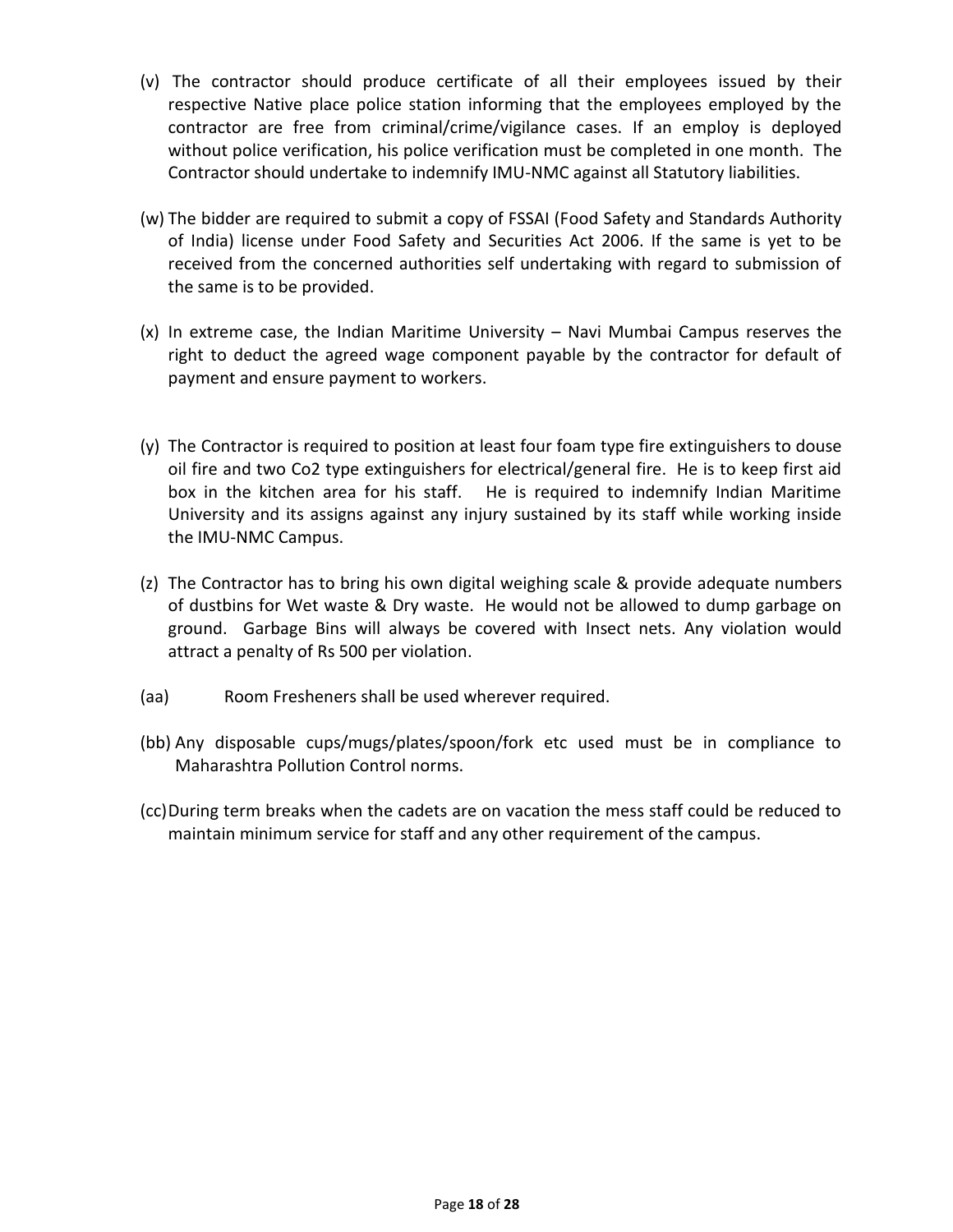(v) The contractor should produce certificate of all their employees issued by their respective Native place police station informing that the employees employed by the contractor are free from criminal/crime/vigilance cases. If an employ is deployed without police verification, his police verification must be completed in one month. The Contractor should undertake to indemnify IMU-NMC against all Statutory liabilities.

(w) The bidder are required to submit a copy of FSSAI (Food Safety and Standards Authority of India) license under Food Safety and Securities Act 2006. If the same is yet to be received from the concerned authorities self undertaking with regard to submission of the same is to be provided.

(x) In extreme case, the Indian Maritime University – Navi Mumbai Campus reserves the right to deduct the agreed wage component payable by the contractor for default of payment and ensure payment to workers.

(y) The Contractor is required to position at least four foam type fire extinguishers to douse oil fire and two Co2 type extinguishers for electrical/general fire. He is to keep first aid box in the kitchen area for his staff. He is required to indemnify Indian Maritime University and its assigns against any injury sustained by its staff while working inside the IMU-NMC Campus.

(z) The Contractor has to bring his own digital weighing scale & provide adequate numbers of dustbins for Wet waste & Dry waste. He would not be allowed to dump garbage on ground. Garbage Bins will always be covered with Insect nets. Any violation would attract a penalty of Rs 500 per violation.

(aa) Room Fresheners shall be used wherever required.

(bb) Any disposable cups/mugs/plates/spoon/fork etc used must be in compliance to Maharashtra Pollution Control norms.

(cc) During term breaks when the cadets are on vacation the mess staff could be reduced to maintain minimum service for staff and any other requirement of the campus.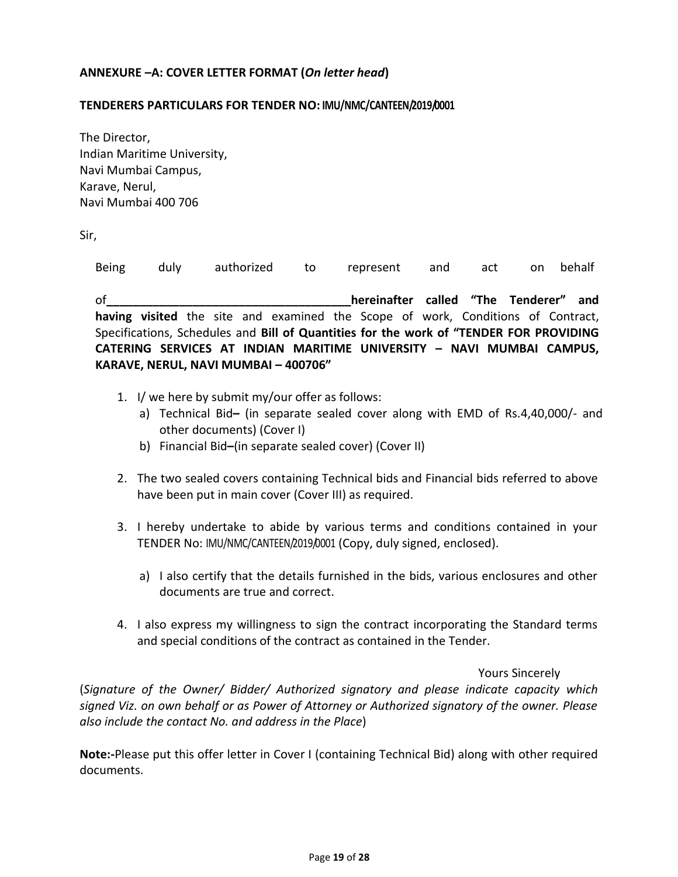**ANNEXURE –A: COVER LETTER FORMAT (*On letter head*)**

**TENDERERS PARTICULARS FOR TENDER NO: IMU/NMC/CANTEEN/2019/0001**

The Director,  
Indian Maritime University,  
Navi Mumbai Campus,  
Karave, Nerul,  
Navi Mumbai 400 706

Sir,

Being duly authorized to represent and act on behalf of______________________________________**hereinafter called "The Tenderer" and having visited** the site and examined the Scope of work, Conditions of Contract, Specifications, Schedules and **Bill of Quantities for the work of "TENDER FOR PROVIDING CATERING SERVICES AT INDIAN MARITIME UNIVERSITY – NAVI MUMBAI CAMPUS, KARAVE, NERUL, NAVI MUMBAI – 400706"**

1. I/ we here by submit my/our offer as follows:
   a) Technical Bid**–** (in separate sealed cover along with EMD of Rs.4,40,000/- and other documents) (Cover I)
   b) Financial Bid**–**(in separate sealed cover) (Cover II)

2. The two sealed covers containing Technical bids and Financial bids referred to above have been put in main cover (Cover III) as required.

3. I hereby undertake to abide by various terms and conditions contained in your TENDER No: IMU/NMC/CANTEEN/2019/0001 (Copy, duly signed, enclosed).

   a) I also certify that the details furnished in the bids, various enclosures and other documents are true and correct.

4. I also express my willingness to sign the contract incorporating the Standard terms and special conditions of the contract as contained in the Tender.

Yours Sincerely

(*Signature of the Owner/ Bidder/ Authorized signatory and please indicate capacity which signed Viz. on own behalf or as Power of Attorney or Authorized signatory of the owner. Please also include the contact No. and address in the Place*)

**Note:-**Please put this offer letter in Cover I (containing Technical Bid) along with other required documents.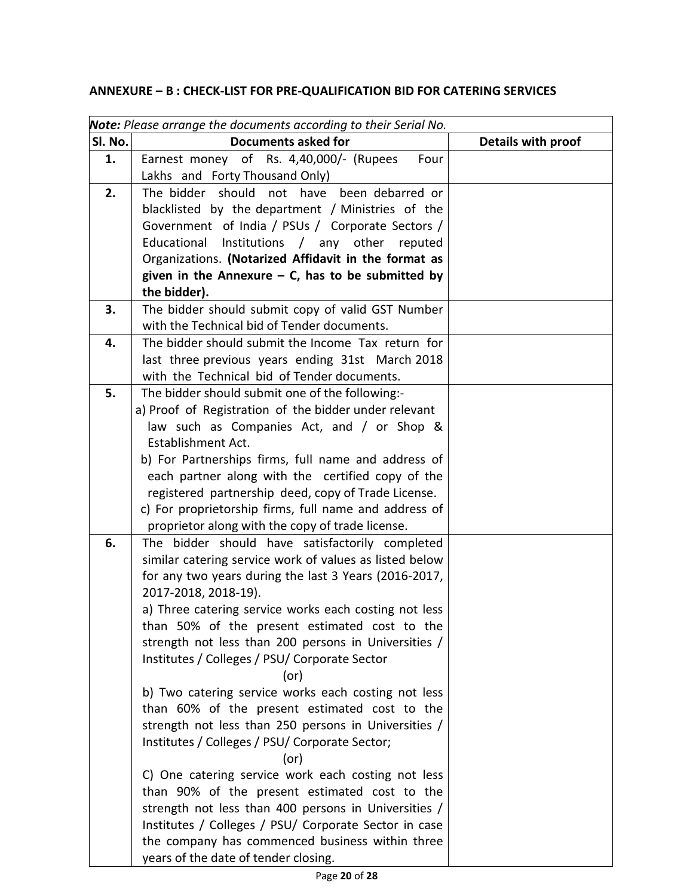**ANNEXURE – B : CHECK-LIST FOR PRE-QUALIFICATION BID FOR CATERING SERVICES**

| ***Note:*** *Please arrange the documents according to their Serial No.* | | |
|---|---|---|
| **Sl. No.** | **Documents asked for** | **Details with proof** |
| **1.** | Earnest money of Rs. 4,40,000/- (Rupees Four Lakhs and Forty Thousand Only) | |
| **2.** | The bidder should not have been debarred or blacklisted by the department / Ministries of the Government of India / PSUs / Corporate Sectors / Educational Institutions / any other reputed Organizations. **(Notarized Affidavit in the format as given in the Annexure – C, has to be submitted by the bidder).** | |
| **3.** | The bidder should submit copy of valid GST Number with the Technical bid of Tender documents. | |
| **4.** | The bidder should submit the Income Tax return for last three previous years ending 31st March 2018 with the Technical bid of Tender documents. | |
| **5.** | The bidder should submit one of the following:-<br>a) Proof of Registration of the bidder under relevant law such as Companies Act, and / or Shop & Establishment Act.<br>b) For Partnerships firms, full name and address of each partner along with the certified copy of the registered partnership deed, copy of Trade License.<br>c) For proprietorship firms, full name and address of proprietor along with the copy of trade license. | |
| **6.** | The bidder should have satisfactorily completed similar catering service work of values as listed below for any two years during the last 3 Years (2016-2017, 2017-2018, 2018-19).<br>a) Three catering service works each costing not less than 50% of the present estimated cost to the strength not less than 200 persons in Universities / Institutes / Colleges / PSU/ Corporate Sector<br>(or)<br>b) Two catering service works each costing not less than 60% of the present estimated cost to the strength not less than 250 persons in Universities / Institutes / Colleges / PSU/ Corporate Sector;<br>(or)<br>C) One catering service work each costing not less than 90% of the present estimated cost to the strength not less than 400 persons in Universities / Institutes / Colleges / PSU/ Corporate Sector in case the company has commenced business within three years of the date of tender closing. | |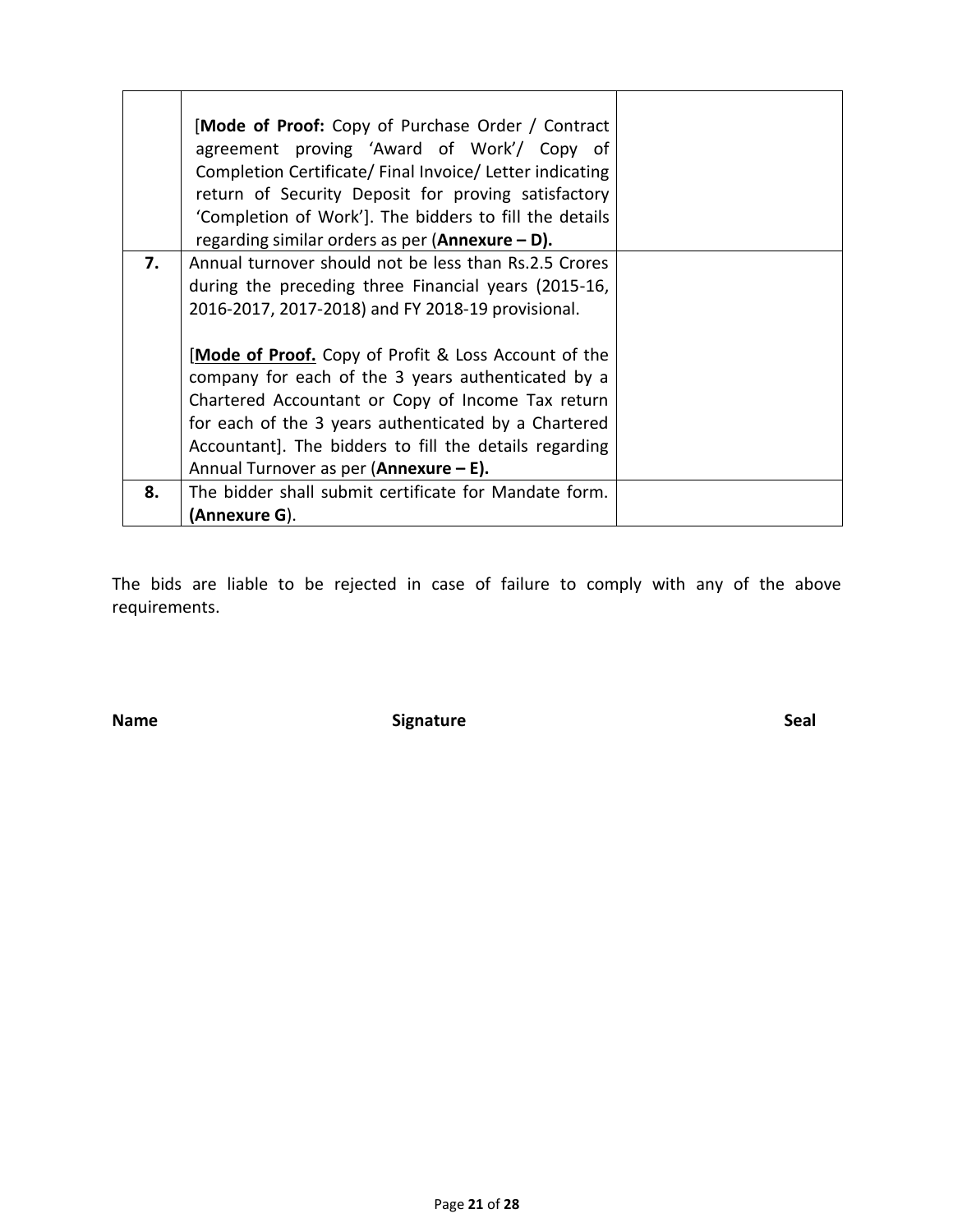| | | |
|---|---|---|
| | [**Mode of Proof:** Copy of Purchase Order / Contract agreement proving 'Award of Work'/ Copy of Completion Certificate/ Final Invoice/ Letter indicating return of Security Deposit for proving satisfactory 'Completion of Work']. The bidders to fill the details regarding similar orders as per (**Annexure – D).** | |
| **7.** | Annual turnover should not be less than Rs.2.5 Crores during the preceding three Financial years (2015-16, 2016-2017, 2017-2018) and FY 2018-19 provisional.<br><br>[**<u>Mode of Proof.</u>** Copy of Profit & Loss Account of the company for each of the 3 years authenticated by a Chartered Accountant or Copy of Income Tax return for each of the 3 years authenticated by a Chartered Accountant]. The bidders to fill the details regarding Annual Turnover as per (**Annexure – E).** | |
| **8.** | The bidder shall submit certificate for Mandate form. **(Annexure G**). | |

The bids are liable to be rejected in case of failure to comply with any of the above requirements.

**Name** **Signature** **Seal**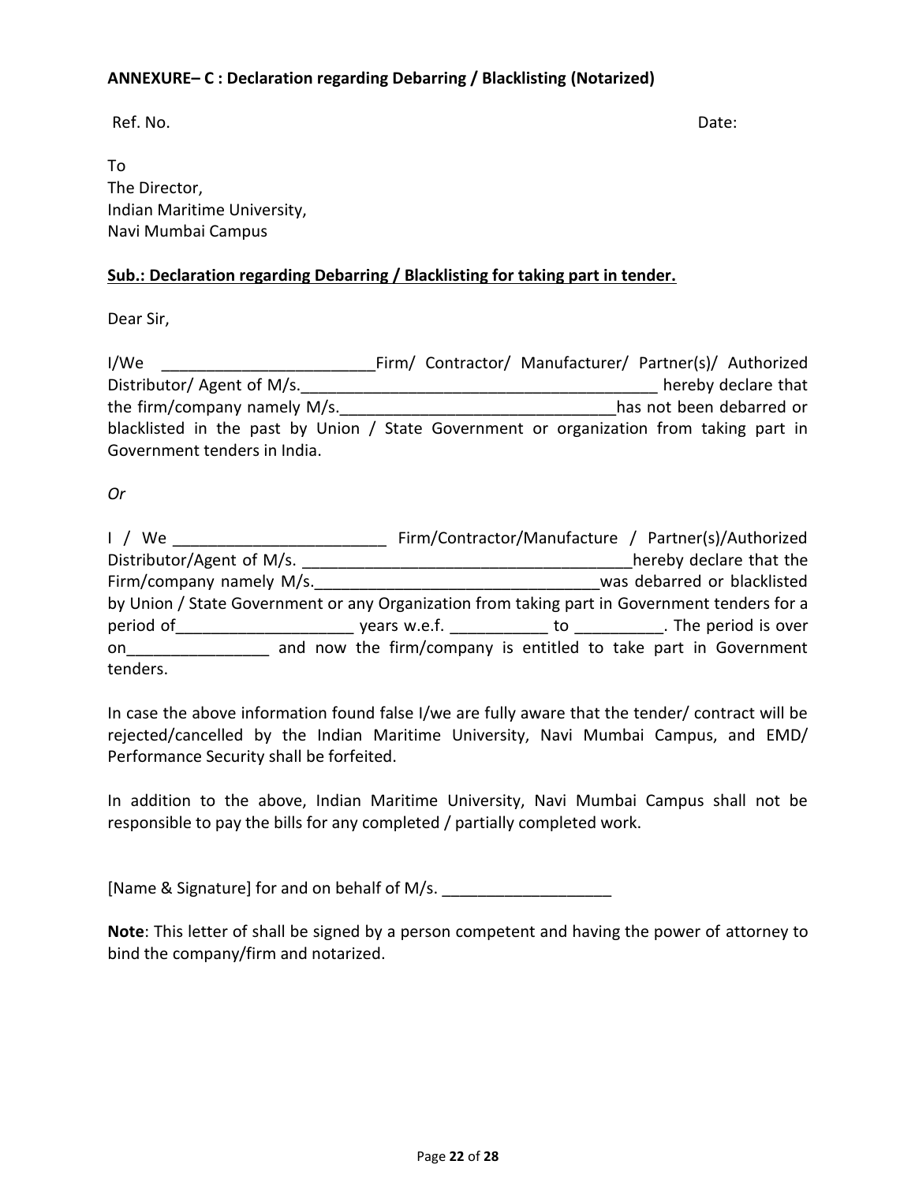**ANNEXURE– C : Declaration regarding Debarring / Blacklisting (Notarized)**

Ref. No. Date:

To
The Director,
Indian Maritime University,
Navi Mumbai Campus

**Sub.: Declaration regarding Debarring / Blacklisting for taking part in tender.**

Dear Sir,

I/We ________________________Firm/ Contractor/ Manufacturer/ Partner(s)/ Authorized Distributor/ Agent of M/s.________________________________________ hereby declare that the firm/company namely M/s._______________________________has not been debarred or blacklisted in the past by Union / State Government or organization from taking part in Government tenders in India.

*Or*

I / We ________________________ Firm/Contractor/Manufacture / Partner(s)/Authorized Distributor/Agent of M/s. _____________________________________hereby declare that the Firm/company namely M/s.________________________________was debarred or blacklisted by Union / State Government or any Organization from taking part in Government tenders for a period of____________________ years w.e.f. ___________ to __________. The period is over on________________ and now the firm/company is entitled to take part in Government tenders.

In case the above information found false I/we are fully aware that the tender/ contract will be rejected/cancelled by the Indian Maritime University, Navi Mumbai Campus, and EMD/ Performance Security shall be forfeited.

In addition to the above, Indian Maritime University, Navi Mumbai Campus shall not be responsible to pay the bills for any completed / partially completed work.

[Name & Signature] for and on behalf of M/s. ___________________

**Note**: This letter of shall be signed by a person competent and having the power of attorney to bind the company/firm and notarized.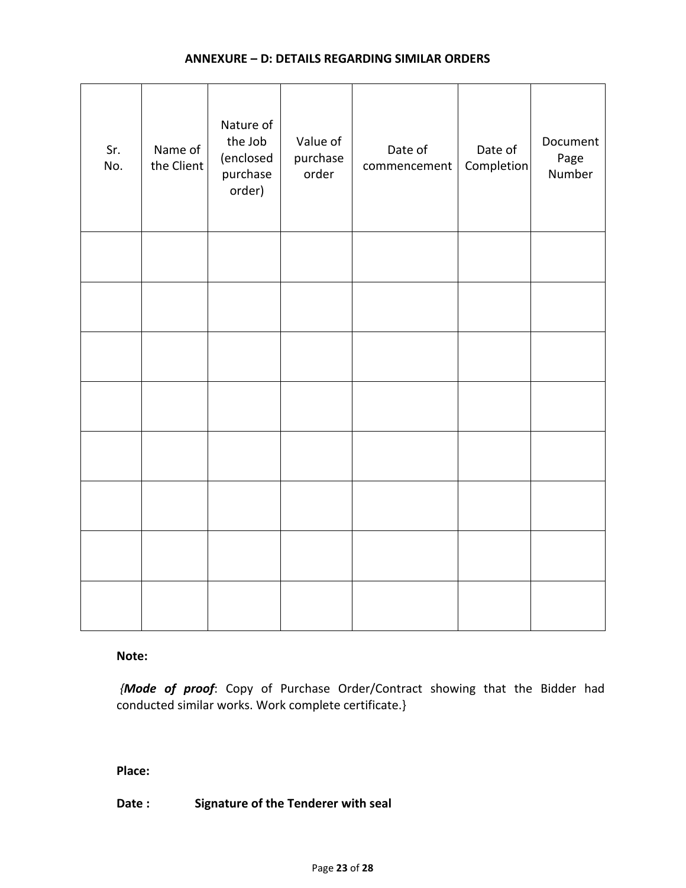## ANNEXURE – D: DETAILS REGARDING SIMILAR ORDERS

| Sr. No. | Name of the Client | Nature of the Job (enclosed purchase order) | Value of purchase order | Date of commencement | Date of Completion | Document Page Number |
|---|---|---|---|---|---|---|
| | | | | | | |
| | | | | | | |
| | | | | | | |
| | | | | | | |
| | | | | | | |
| | | | | | | |
| | | | | | | |
| | | | | | | |

**Note:**

{***Mode of proof***: Copy of Purchase Order/Contract showing that the Bidder had conducted similar works. Work complete certificate.}

**Place:**

**Date :** **Signature of the Tenderer with seal**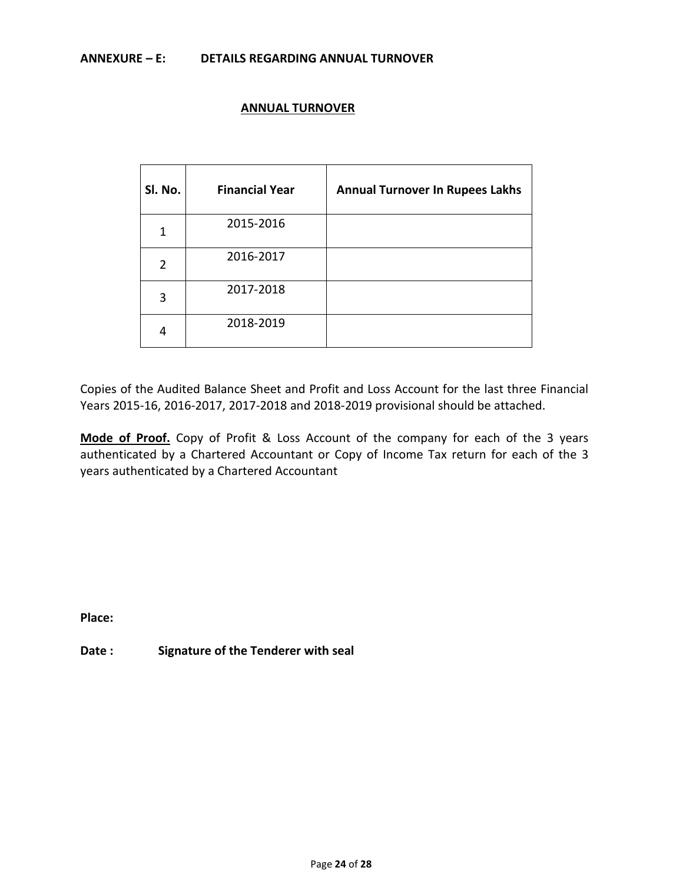**ANNEXURE – E: DETAILS REGARDING ANNUAL TURNOVER**

**ANNUAL TURNOVER**

| Sl. No. | Financial Year | Annual Turnover In Rupees Lakhs |
|---|---|---|
| 1 | 2015-2016 | |
| 2 | 2016-2017 | |
| 3 | 2017-2018 | |
| 4 | 2018-2019 | |

Copies of the Audited Balance Sheet and Profit and Loss Account for the last three Financial Years 2015-16, 2016-2017, 2017-2018 and 2018-2019 provisional should be attached.

**Mode of Proof.** Copy of Profit & Loss Account of the company for each of the 3 years authenticated by a Chartered Accountant or Copy of Income Tax return for each of the 3 years authenticated by a Chartered Accountant

**Place:**

**Date : Signature of the Tenderer with seal**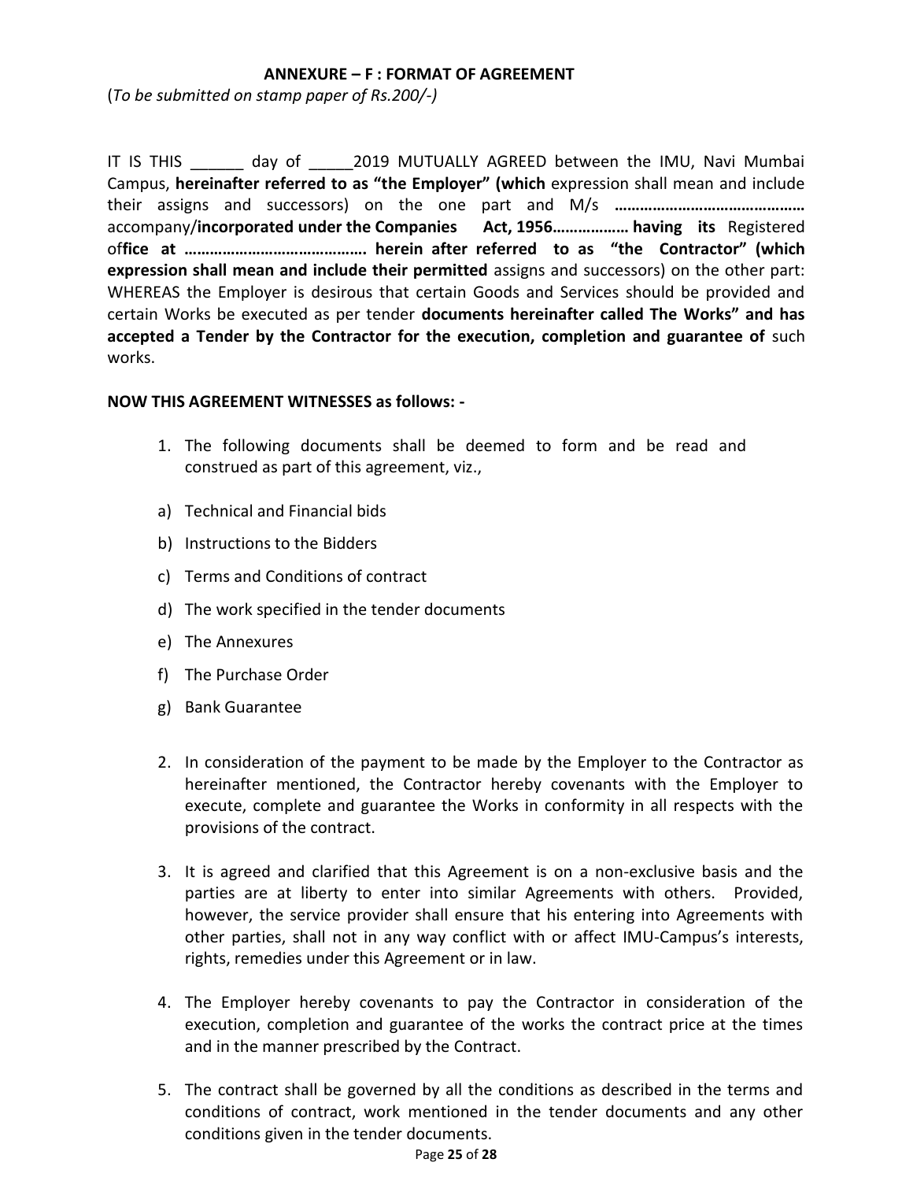**ANNEXURE – F : FORMAT OF AGREEMENT**

(*To be submitted on stamp paper of Rs.200/-)*

IT IS THIS ______ day of _____2019 MUTUALLY AGREED between the IMU, Navi Mumbai Campus, **hereinafter referred to as "the Employer" (which** expression shall mean and include their assigns and successors) on the one part and M/s **……………………………………** accompany/**incorporated under the Companies Act, 1956……………… having its** Registered of**fice at ……………………………………. herein after referred to as "the Contractor" (which expression shall mean and include their permitted** assigns and successors) on the other part: WHEREAS the Employer is desirous that certain Goods and Services should be provided and certain Works be executed as per tender **documents hereinafter called The Works" and has accepted a Tender by the Contractor for the execution, completion and guarantee of** such works.

**NOW THIS AGREEMENT WITNESSES as follows: -**

1. The following documents shall be deemed to form and be read and construed as part of this agreement, viz.,

a) Technical and Financial bids

b) Instructions to the Bidders

c) Terms and Conditions of contract

d) The work specified in the tender documents

e) The Annexures

f) The Purchase Order

g) Bank Guarantee

2. In consideration of the payment to be made by the Employer to the Contractor as hereinafter mentioned, the Contractor hereby covenants with the Employer to execute, complete and guarantee the Works in conformity in all respects with the provisions of the contract.

3. It is agreed and clarified that this Agreement is on a non-exclusive basis and the parties are at liberty to enter into similar Agreements with others. Provided, however, the service provider shall ensure that his entering into Agreements with other parties, shall not in any way conflict with or affect IMU-Campus's interests, rights, remedies under this Agreement or in law.

4. The Employer hereby covenants to pay the Contractor in consideration of the execution, completion and guarantee of the works the contract price at the times and in the manner prescribed by the Contract.

5. The contract shall be governed by all the conditions as described in the terms and conditions of contract, work mentioned in the tender documents and any other conditions given in the tender documents.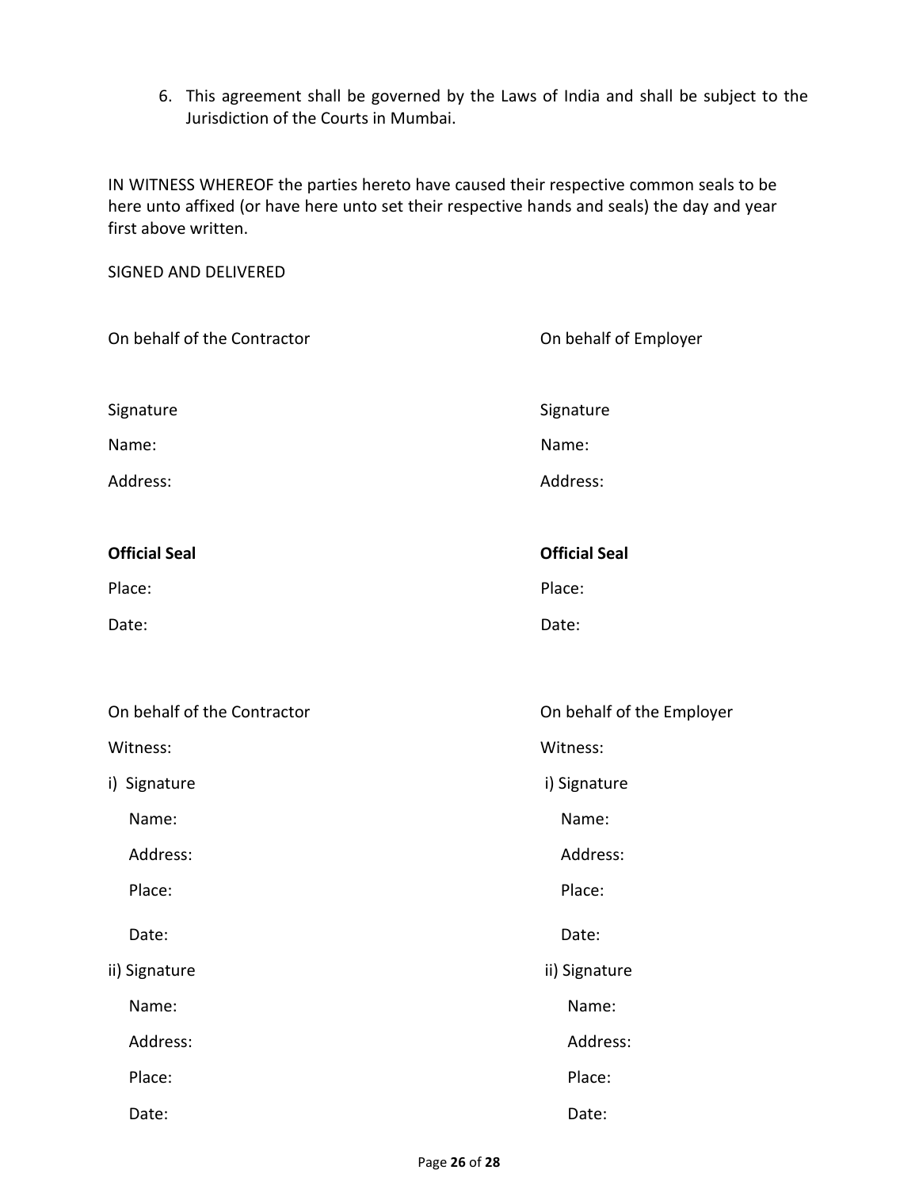6. This agreement shall be governed by the Laws of India and shall be subject to the Jurisdiction of the Courts in Mumbai.

IN WITNESS WHEREOF the parties hereto have caused their respective common seals to be here unto affixed (or have here unto set their respective hands and seals) the day and year first above written.

SIGNED AND DELIVERED

| On behalf of the Contractor | On behalf of Employer |
|---|---|
| Signature | Signature |
| Name: | Name: |
| Address: | Address: |
| **Official Seal** | **Official Seal** |
| Place: | Place: |
| Date: | Date: |

| On behalf of the Contractor | On behalf of the Employer |
|---|---|
| Witness: | Witness: |
| i) Signature | i) Signature |
| Name: | Name: |
| Address: | Address: |
| Place: | Place: |
| Date: | Date: |
| ii) Signature | ii) Signature |
| Name: | Name: |
| Address: | Address: |
| Place: | Place: |
| Date: | Date: |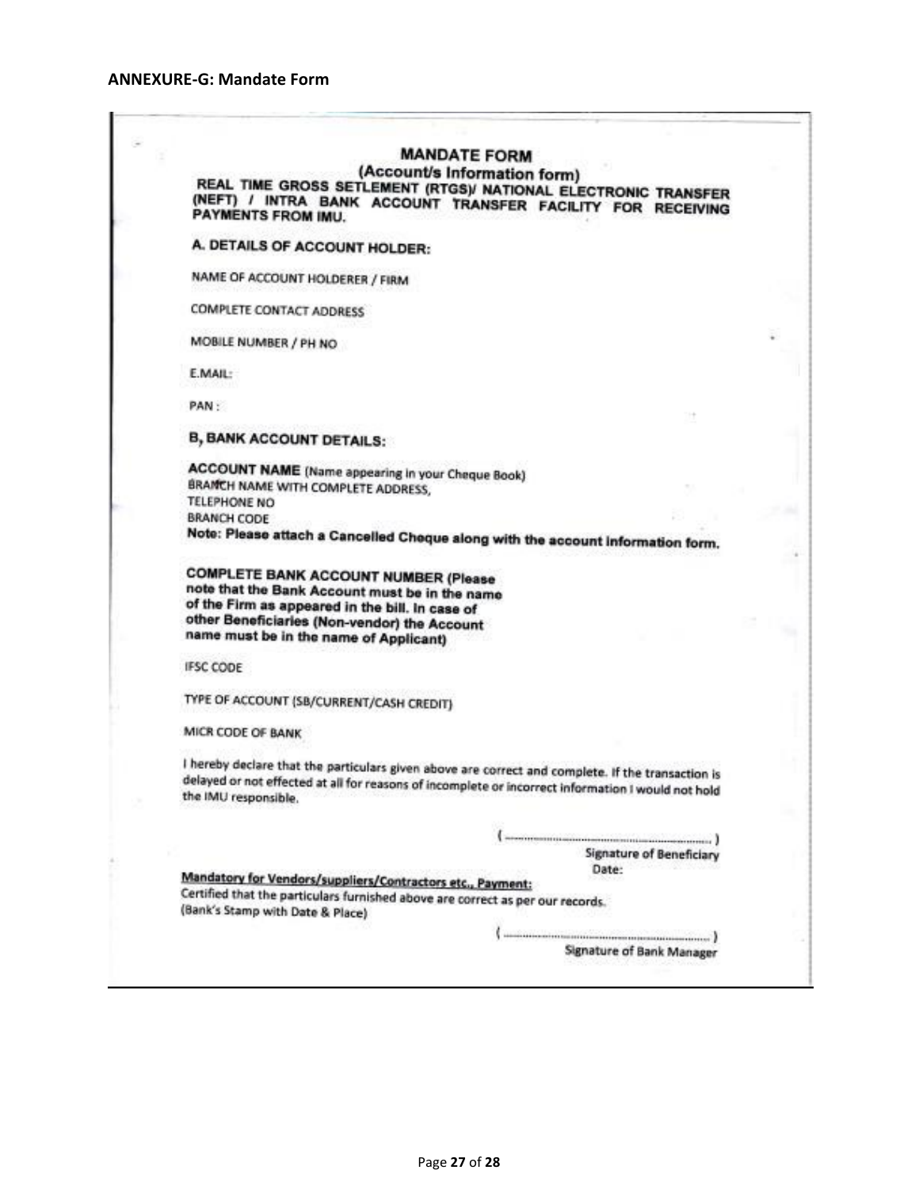### ANNEXURE-G: Mandate Form

## MANDATE FORM

**(Account/s Information form)**

**REAL TIME GROSS SETLEMENT (RTGS)/ NATIONAL ELECTRONIC TRANSFER (NEFT) / INTRA BANK ACCOUNT TRANSFER FACILITY FOR RECEIVING PAYMENTS FROM IMU.**

**A. DETAILS OF ACCOUNT HOLDER:**

NAME OF ACCOUNT HOLDERER / FIRM

COMPLETE CONTACT ADDRESS

MOBILE NUMBER / PH NO

E.MAIL:

PAN :

**B, BANK ACCOUNT DETAILS:**

**ACCOUNT NAME** (Name appearing in your Cheque Book)
BRANCH NAME WITH COMPLETE ADDRESS,
TELEPHONE NO
BRANCH CODE
**Note: Please attach a Cancelled Cheque along with the account information form.**

**COMPLETE BANK ACCOUNT NUMBER (Please note that the Bank Account must be in the name of the Firm as appeared in the bill. In case of other Beneficiaries (Non-vendor) the Account name must be in the name of Applicant)**

IFSC CODE

TYPE OF ACCOUNT (SB/CURRENT/CASH CREDIT)

MICR CODE OF BANK

I hereby declare that the particulars given above are correct and complete. If the transaction is delayed or not effected at all for reasons of incomplete or incorrect information I would not hold the IMU responsible.

(.............................................................)
Signature of Beneficiary
Date:

<u>Mandatory for Vendors/suppliers/Contractors etc., Payment:</u>
Certified that the particulars furnished above are correct as per our records.
(Bank's Stamp with Date & Place)

(.............................................................)
Signature of Bank Manager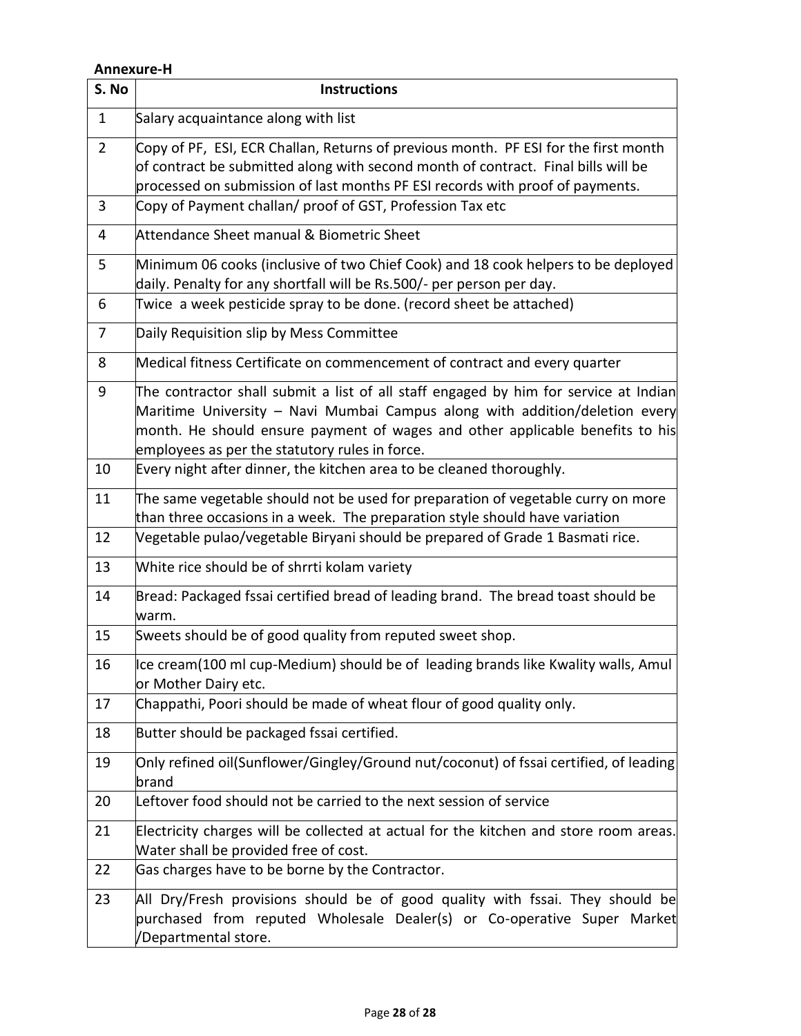**Annexure-H**

| S. No | Instructions |
|---|---|
| 1 | Salary acquaintance along with list |
| 2 | Copy of PF, ESI, ECR Challan, Returns of previous month. PF ESI for the first month of contract be submitted along with second month of contract. Final bills will be processed on submission of last months PF ESI records with proof of payments. |
| 3 | Copy of Payment challan/ proof of GST, Profession Tax etc |
| 4 | Attendance Sheet manual & Biometric Sheet |
| 5 | Minimum 06 cooks (inclusive of two Chief Cook) and 18 cook helpers to be deployed daily. Penalty for any shortfall will be Rs.500/- per person per day. |
| 6 | Twice a week pesticide spray to be done. (record sheet be attached) |
| 7 | Daily Requisition slip by Mess Committee |
| 8 | Medical fitness Certificate on commencement of contract and every quarter |
| 9 | The contractor shall submit a list of all staff engaged by him for service at Indian Maritime University – Navi Mumbai Campus along with addition/deletion every month. He should ensure payment of wages and other applicable benefits to his employees as per the statutory rules in force. |
| 10 | Every night after dinner, the kitchen area to be cleaned thoroughly. |
| 11 | The same vegetable should not be used for preparation of vegetable curry on more than three occasions in a week. The preparation style should have variation |
| 12 | Vegetable pulao/vegetable Biryani should be prepared of Grade 1 Basmati rice. |
| 13 | White rice should be of shrrti kolam variety |
| 14 | Bread: Packaged fssai certified bread of leading brand. The bread toast should be warm. |
| 15 | Sweets should be of good quality from reputed sweet shop. |
| 16 | Ice cream(100 ml cup-Medium) should be of leading brands like Kwality walls, Amul or Mother Dairy etc. |
| 17 | Chappathi, Poori should be made of wheat flour of good quality only. |
| 18 | Butter should be packaged fssai certified. |
| 19 | Only refined oil(Sunflower/Gingley/Ground nut/coconut) of fssai certified, of leading brand |
| 20 | Leftover food should not be carried to the next session of service |
| 21 | Electricity charges will be collected at actual for the kitchen and store room areas. Water shall be provided free of cost. |
| 22 | Gas charges have to be borne by the Contractor. |
| 23 | All Dry/Fresh provisions should be of good quality with fssai. They should be purchased from reputed Wholesale Dealer(s) or Co-operative Super Market /Departmental store. |